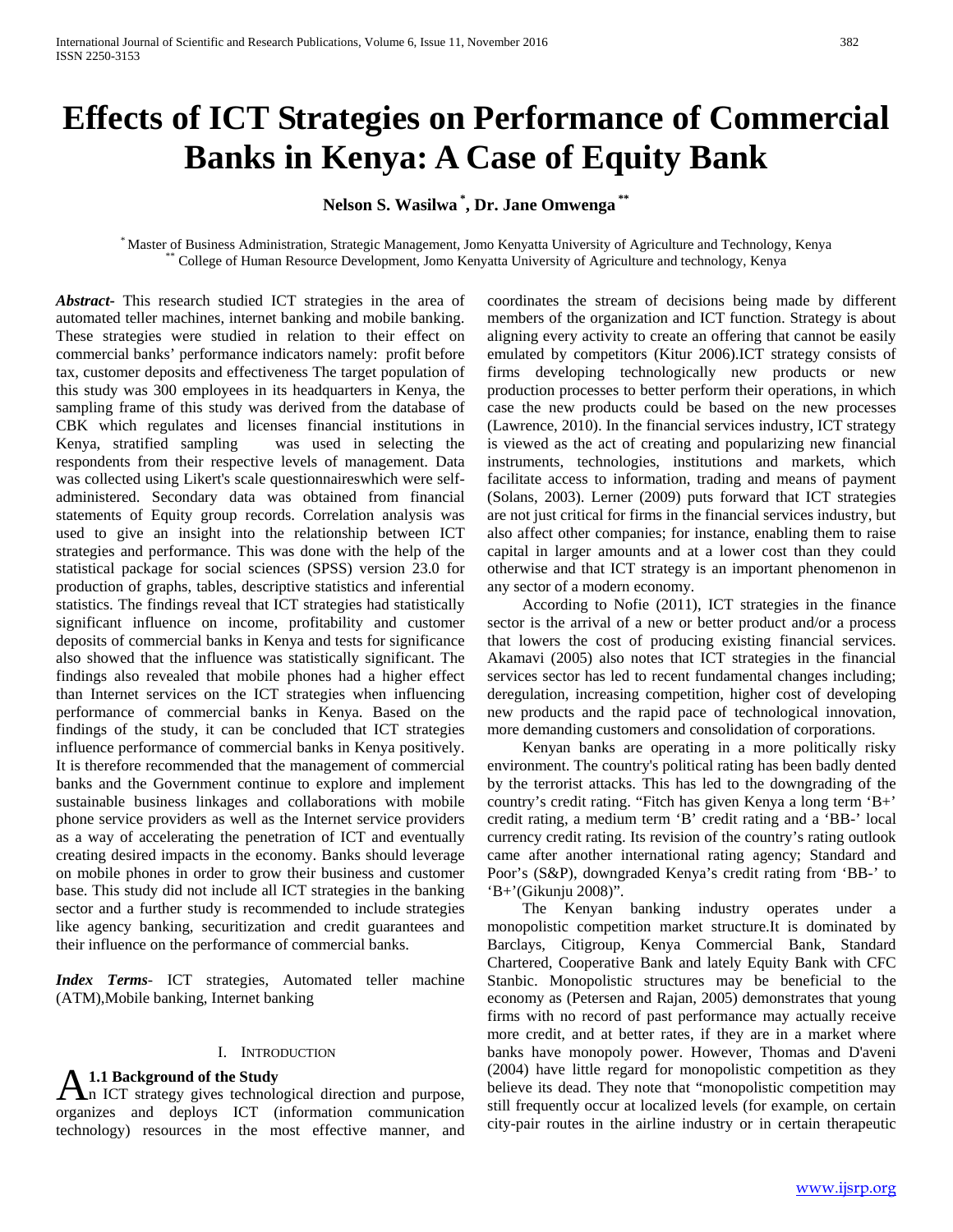# Effects of ICT Strategies on Performance of Commercial Banks in Kenya: A Case of Equity Bank

**Nelson S. Wasilwa [*], Dr. Jane Omwenga [**]**

[*] Master of Business Administration, Strategic Management, Jomo Kenyatta University of Agriculture and Technology, Kenya
[**] College of Human Resource Development, Jomo Kenyatta University of Agriculture and technology, Kenya

***Abstract***- This research studied ICT strategies in the area of automated teller machines, internet banking and mobile banking. These strategies were studied in relation to their effect on commercial banks' performance indicators namely: profit before tax, customer deposits and effectiveness The target population of this study was 300 employees in its headquarters in Kenya, the sampling frame of this study was derived from the database of CBK which regulates and licenses financial institutions in Kenya, stratified sampling was used in selecting the respondents from their respective levels of management. Data was collected using Likert's scale questionnaireswhich were self-administered. Secondary data was obtained from financial statements of Equity group records. Correlation analysis was used to give an insight into the relationship between ICT strategies and performance. This was done with the help of the statistical package for social sciences (SPSS) version 23.0 for production of graphs, tables, descriptive statistics and inferential statistics. The findings reveal that ICT strategies had statistically significant influence on income, profitability and customer deposits of commercial banks in Kenya and tests for significance also showed that the influence was statistically significant. The findings also revealed that mobile phones had a higher effect than Internet services on the ICT strategies when influencing performance of commercial banks in Kenya. Based on the findings of the study, it can be concluded that ICT strategies influence performance of commercial banks in Kenya positively. It is therefore recommended that the management of commercial banks and the Government continue to explore and implement sustainable business linkages and collaborations with mobile phone service providers as well as the Internet service providers as a way of accelerating the penetration of ICT and eventually creating desired impacts in the economy. Banks should leverage on mobile phones in order to grow their business and customer base. This study did not include all ICT strategies in the banking sector and a further study is recommended to include strategies like agency banking, securitization and credit guarantees and their influence on the performance of commercial banks.

***Index Terms***- ICT strategies, Automated teller machine (ATM),Mobile banking, Internet banking

## I. INTRODUCTION

### 1.1 Background of the Study

An ICT strategy gives technological direction and purpose, organizes and deploys ICT (information communication technology) resources in the most effective manner, and coordinates the stream of decisions being made by different members of the organization and ICT function. Strategy is about aligning every activity to create an offering that cannot be easily emulated by competitors (Kitur 2006).ICT strategy consists of firms developing technologically new products or new production processes to better perform their operations, in which case the new products could be based on the new processes (Lawrence, 2010). In the financial services industry, ICT strategy is viewed as the act of creating and popularizing new financial instruments, technologies, institutions and markets, which facilitate access to information, trading and means of payment (Solans, 2003). Lerner (2009) puts forward that ICT strategies are not just critical for firms in the financial services industry, but also affect other companies; for instance, enabling them to raise capital in larger amounts and at a lower cost than they could otherwise and that ICT strategy is an important phenomenon in any sector of a modern economy.

According to Nofie (2011), ICT strategies in the finance sector is the arrival of a new or better product and/or a process that lowers the cost of producing existing financial services. Akamavi (2005) also notes that ICT strategies in the financial services sector has led to recent fundamental changes including; deregulation, increasing competition, higher cost of developing new products and the rapid pace of technological innovation, more demanding customers and consolidation of corporations.

Kenyan banks are operating in a more politically risky environment. The country's political rating has been badly dented by the terrorist attacks. This has led to the downgrading of the country's credit rating. "Fitch has given Kenya a long term 'B+' credit rating, a medium term 'B' credit rating and a 'BB-' local currency credit rating. Its revision of the country's rating outlook came after another international rating agency; Standard and Poor's (S&P), downgraded Kenya's credit rating from 'BB-' to 'B+'(Gikunju 2008)".

The Kenyan banking industry operates under a monopolistic competition market structure.It is dominated by Barclays, Citigroup, Kenya Commercial Bank, Standard Chartered, Cooperative Bank and lately Equity Bank with CFC Stanbic. Monopolistic structures may be beneficial to the economy as (Petersen and Rajan, 2005) demonstrates that young firms with no record of past performance may actually receive more credit, and at better rates, if they are in a market where banks have monopoly power. However, Thomas and D'aveni (2004) have little regard for monopolistic competition as they believe its dead. They note that "monopolistic competition may still frequently occur at localized levels (for example, on certain city-pair routes in the airline industry or in certain therapeutic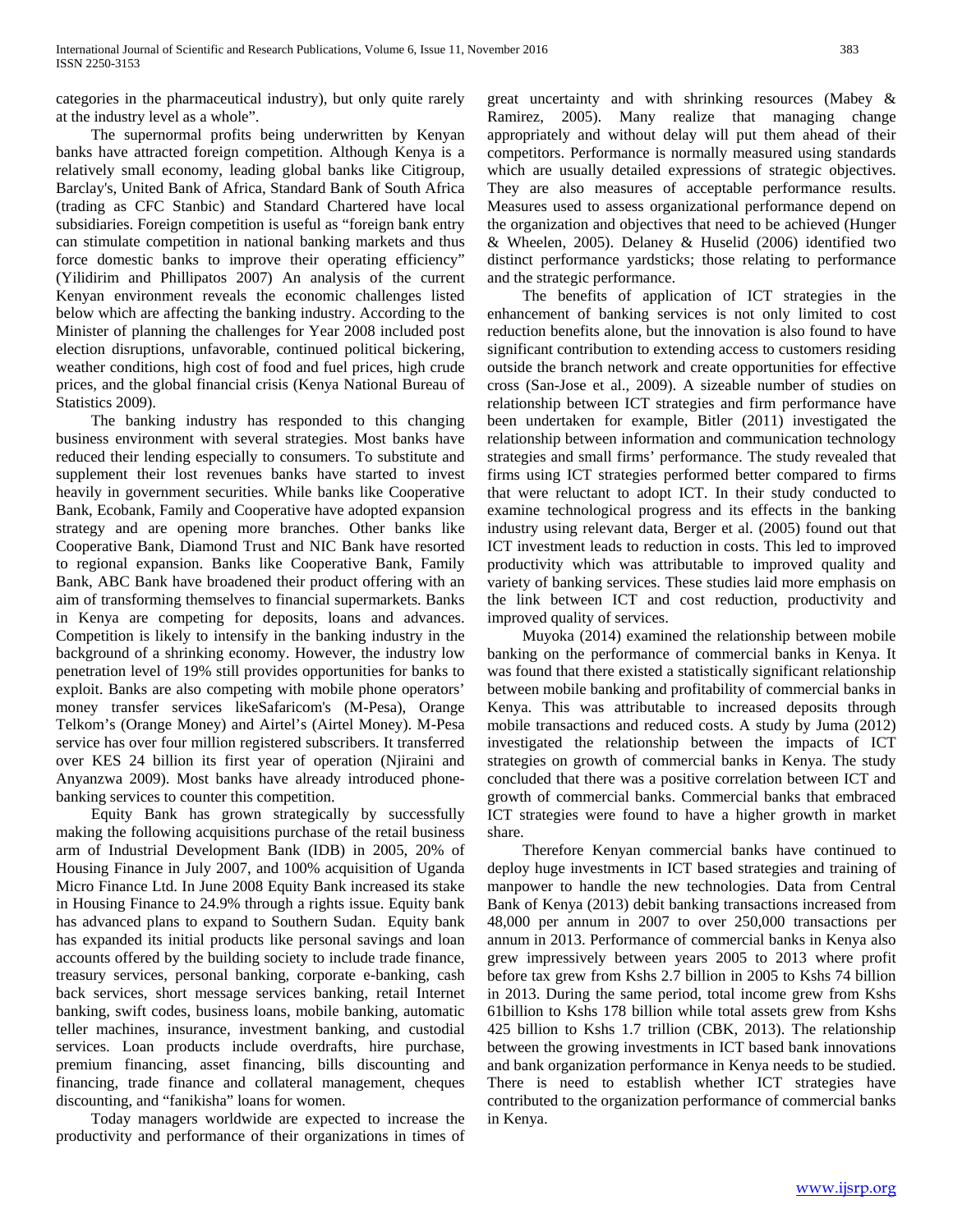categories in the pharmaceutical industry), but only quite rarely at the industry level as a whole".

The supernormal profits being underwritten by Kenyan banks have attracted foreign competition. Although Kenya is a relatively small economy, leading global banks like Citigroup, Barclay's, United Bank of Africa, Standard Bank of South Africa (trading as CFC Stanbic) and Standard Chartered have local subsidiaries. Foreign competition is useful as "foreign bank entry can stimulate competition in national banking markets and thus force domestic banks to improve their operating efficiency" (Yilidirim and Phillipatos 2007) An analysis of the current Kenyan environment reveals the economic challenges listed below which are affecting the banking industry. According to the Minister of planning the challenges for Year 2008 included post election disruptions, unfavorable, continued political bickering, weather conditions, high cost of food and fuel prices, high crude prices, and the global financial crisis (Kenya National Bureau of Statistics 2009).

The banking industry has responded to this changing business environment with several strategies. Most banks have reduced their lending especially to consumers. To substitute and supplement their lost revenues banks have started to invest heavily in government securities. While banks like Cooperative Bank, Ecobank, Family and Cooperative have adopted expansion strategy and are opening more branches. Other banks like Cooperative Bank, Diamond Trust and NIC Bank have resorted to regional expansion. Banks like Cooperative Bank, Family Bank, ABC Bank have broadened their product offering with an aim of transforming themselves to financial supermarkets. Banks in Kenya are competing for deposits, loans and advances. Competition is likely to intensify in the banking industry in the background of a shrinking economy. However, the industry low penetration level of 19% still provides opportunities for banks to exploit. Banks are also competing with mobile phone operators' money transfer services likeSafaricom's (M-Pesa), Orange Telkom's (Orange Money) and Airtel's (Airtel Money). M-Pesa service has over four million registered subscribers. It transferred over KES 24 billion its first year of operation (Njiraini and Anyanzwa 2009). Most banks have already introduced phone-banking services to counter this competition.

Equity Bank has grown strategically by successfully making the following acquisitions purchase of the retail business arm of Industrial Development Bank (IDB) in 2005, 20% of Housing Finance in July 2007, and 100% acquisition of Uganda Micro Finance Ltd. In June 2008 Equity Bank increased its stake in Housing Finance to 24.9% through a rights issue. Equity bank has advanced plans to expand to Southern Sudan. Equity bank has expanded its initial products like personal savings and loan accounts offered by the building society to include trade finance, treasury services, personal banking, corporate e-banking, cash back services, short message services banking, retail Internet banking, swift codes, business loans, mobile banking, automatic teller machines, insurance, investment banking, and custodial services. Loan products include overdrafts, hire purchase, premium financing, asset financing, bills discounting and financing, trade finance and collateral management, cheques discounting, and "fanikisha" loans for women.

Today managers worldwide are expected to increase the productivity and performance of their organizations in times of great uncertainty and with shrinking resources (Mabey & Ramirez, 2005). Many realize that managing change appropriately and without delay will put them ahead of their competitors. Performance is normally measured using standards which are usually detailed expressions of strategic objectives. They are also measures of acceptable performance results. Measures used to assess organizational performance depend on the organization and objectives that need to be achieved (Hunger & Wheelen, 2005). Delaney & Huselid (2006) identified two distinct performance yardsticks; those relating to performance and the strategic performance.

The benefits of application of ICT strategies in the enhancement of banking services is not only limited to cost reduction benefits alone, but the innovation is also found to have significant contribution to extending access to customers residing outside the branch network and create opportunities for effective cross (San-Jose et al., 2009). A sizeable number of studies on relationship between ICT strategies and firm performance have been undertaken for example, Bitler (2011) investigated the relationship between information and communication technology strategies and small firms' performance. The study revealed that firms using ICT strategies performed better compared to firms that were reluctant to adopt ICT. In their study conducted to examine technological progress and its effects in the banking industry using relevant data, Berger et al. (2005) found out that ICT investment leads to reduction in costs. This led to improved productivity which was attributable to improved quality and variety of banking services. These studies laid more emphasis on the link between ICT and cost reduction, productivity and improved quality of services.

Muyoka (2014) examined the relationship between mobile banking on the performance of commercial banks in Kenya. It was found that there existed a statistically significant relationship between mobile banking and profitability of commercial banks in Kenya. This was attributable to increased deposits through mobile transactions and reduced costs. A study by Juma (2012) investigated the relationship between the impacts of ICT strategies on growth of commercial banks in Kenya. The study concluded that there was a positive correlation between ICT and growth of commercial banks. Commercial banks that embraced ICT strategies were found to have a higher growth in market share.

Therefore Kenyan commercial banks have continued to deploy huge investments in ICT based strategies and training of manpower to handle the new technologies. Data from Central Bank of Kenya (2013) debit banking transactions increased from 48,000 per annum in 2007 to over 250,000 transactions per annum in 2013. Performance of commercial banks in Kenya also grew impressively between years 2005 to 2013 where profit before tax grew from Kshs 2.7 billion in 2005 to Kshs 74 billion in 2013. During the same period, total income grew from Kshs 61billion to Kshs 178 billion while total assets grew from Kshs 425 billion to Kshs 1.7 trillion (CBK, 2013). The relationship between the growing investments in ICT based bank innovations and bank organization performance in Kenya needs to be studied. There is need to establish whether ICT strategies have contributed to the organization performance of commercial banks in Kenya.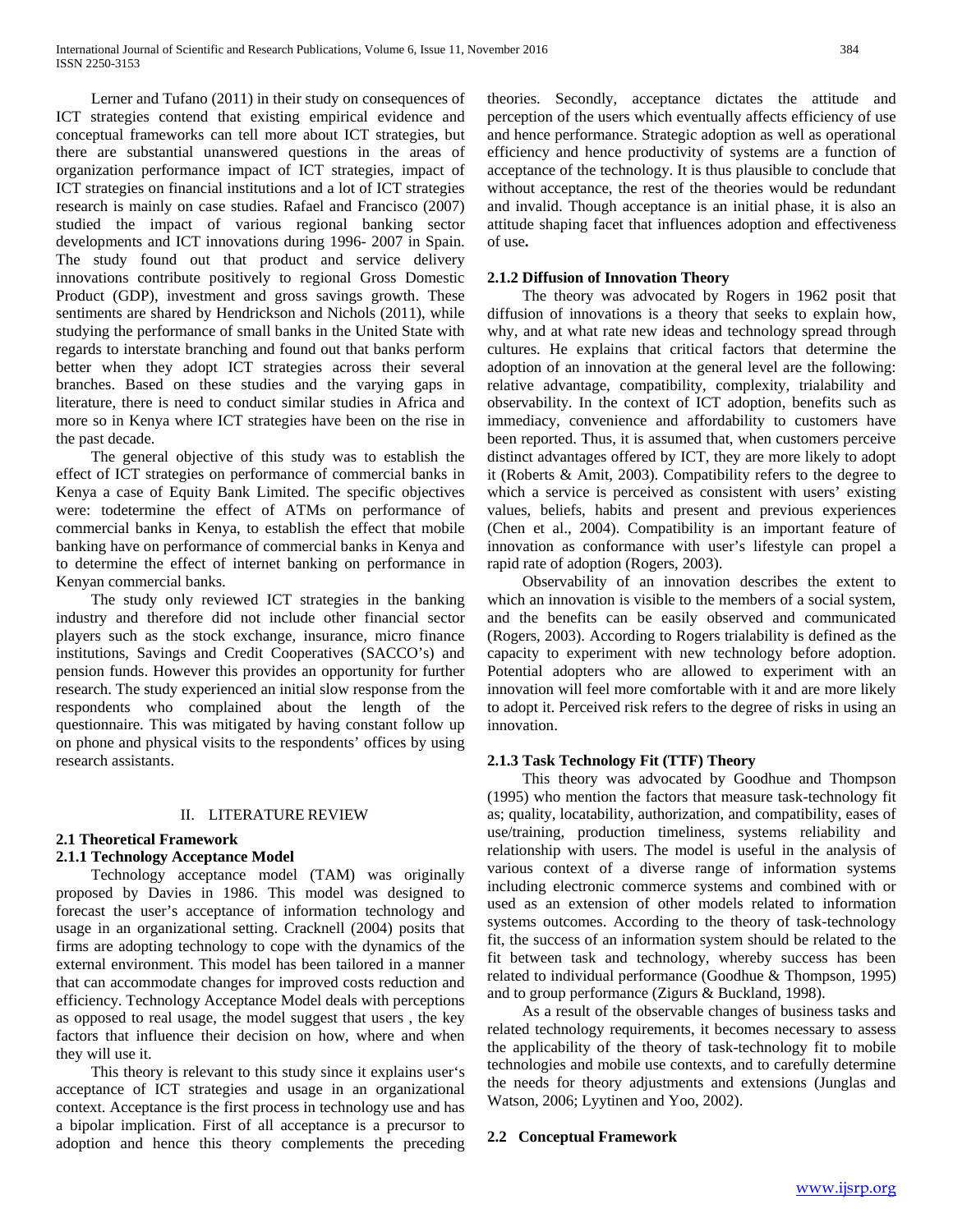Lerner and Tufano (2011) in their study on consequences of ICT strategies contend that existing empirical evidence and conceptual frameworks can tell more about ICT strategies, but there are substantial unanswered questions in the areas of organization performance impact of ICT strategies, impact of ICT strategies on financial institutions and a lot of ICT strategies research is mainly on case studies. Rafael and Francisco (2007) studied the impact of various regional banking sector developments and ICT innovations during 1996- 2007 in Spain. The study found out that product and service delivery innovations contribute positively to regional Gross Domestic Product (GDP), investment and gross savings growth. These sentiments are shared by Hendrickson and Nichols (2011), while studying the performance of small banks in the United State with regards to interstate branching and found out that banks perform better when they adopt ICT strategies across their several branches. Based on these studies and the varying gaps in literature, there is need to conduct similar studies in Africa and more so in Kenya where ICT strategies have been on the rise in the past decade.

The general objective of this study was to establish the effect of ICT strategies on performance of commercial banks in Kenya a case of Equity Bank Limited. The specific objectives were: todetermine the effect of ATMs on performance of commercial banks in Kenya, to establish the effect that mobile banking have on performance of commercial banks in Kenya and to determine the effect of internet banking on performance in Kenyan commercial banks.

The study only reviewed ICT strategies in the banking industry and therefore did not include other financial sector players such as the stock exchange, insurance, micro finance institutions, Savings and Credit Cooperatives (SACCO's) and pension funds. However this provides an opportunity for further research. The study experienced an initial slow response from the respondents who complained about the length of the questionnaire. This was mitigated by having constant follow up on phone and physical visits to the respondents' offices by using research assistants.

## II. LITERATURE REVIEW

### 2.1 Theoretical Framework

#### 2.1.1 Technology Acceptance Model

Technology acceptance model (TAM) was originally proposed by Davies in 1986. This model was designed to forecast the user's acceptance of information technology and usage in an organizational setting. Cracknell (2004) posits that firms are adopting technology to cope with the dynamics of the external environment. This model has been tailored in a manner that can accommodate changes for improved costs reduction and efficiency. Technology Acceptance Model deals with perceptions as opposed to real usage, the model suggest that users , the key factors that influence their decision on how, where and when they will use it.

This theory is relevant to this study since it explains user's acceptance of ICT strategies and usage in an organizational context. Acceptance is the first process in technology use and has a bipolar implication. First of all acceptance is a precursor to adoption and hence this theory complements the preceding theories. Secondly, acceptance dictates the attitude and perception of the users which eventually affects efficiency of use and hence performance. Strategic adoption as well as operational efficiency and hence productivity of systems are a function of acceptance of the technology. It is thus plausible to conclude that without acceptance, the rest of the theories would be redundant and invalid. Though acceptance is an initial phase, it is also an attitude shaping facet that influences adoption and effectiveness of use**.**

#### 2.1.2 Diffusion of Innovation Theory

The theory was advocated by Rogers in 1962 posit that diffusion of innovations is a theory that seeks to explain how, why, and at what rate new ideas and technology spread through cultures. He explains that critical factors that determine the adoption of an innovation at the general level are the following: relative advantage, compatibility, complexity, trialability and observability. In the context of ICT adoption, benefits such as immediacy, convenience and affordability to customers have been reported. Thus, it is assumed that, when customers perceive distinct advantages offered by ICT, they are more likely to adopt it (Roberts & Amit, 2003). Compatibility refers to the degree to which a service is perceived as consistent with users' existing values, beliefs, habits and present and previous experiences (Chen et al., 2004). Compatibility is an important feature of innovation as conformance with user's lifestyle can propel a rapid rate of adoption (Rogers, 2003).

Observability of an innovation describes the extent to which an innovation is visible to the members of a social system, and the benefits can be easily observed and communicated (Rogers, 2003). According to Rogers trialability is defined as the capacity to experiment with new technology before adoption. Potential adopters who are allowed to experiment with an innovation will feel more comfortable with it and are more likely to adopt it. Perceived risk refers to the degree of risks in using an innovation.

#### 2.1.3 Task Technology Fit (TTF) Theory

This theory was advocated by Goodhue and Thompson (1995) who mention the factors that measure task-technology fit as; quality, locatability, authorization, and compatibility, eases of use/training, production timeliness, systems reliability and relationship with users. The model is useful in the analysis of various context of a diverse range of information systems including electronic commerce systems and combined with or used as an extension of other models related to information systems outcomes. According to the theory of task-technology fit, the success of an information system should be related to the fit between task and technology, whereby success has been related to individual performance (Goodhue & Thompson, 1995) and to group performance (Zigurs & Buckland, 1998).

As a result of the observable changes of business tasks and related technology requirements, it becomes necessary to assess the applicability of the theory of task-technology fit to mobile technologies and mobile use contexts, and to carefully determine the needs for theory adjustments and extensions (Junglas and Watson, 2006; Lyytinen and Yoo, 2002).

### 2.2 Conceptual Framework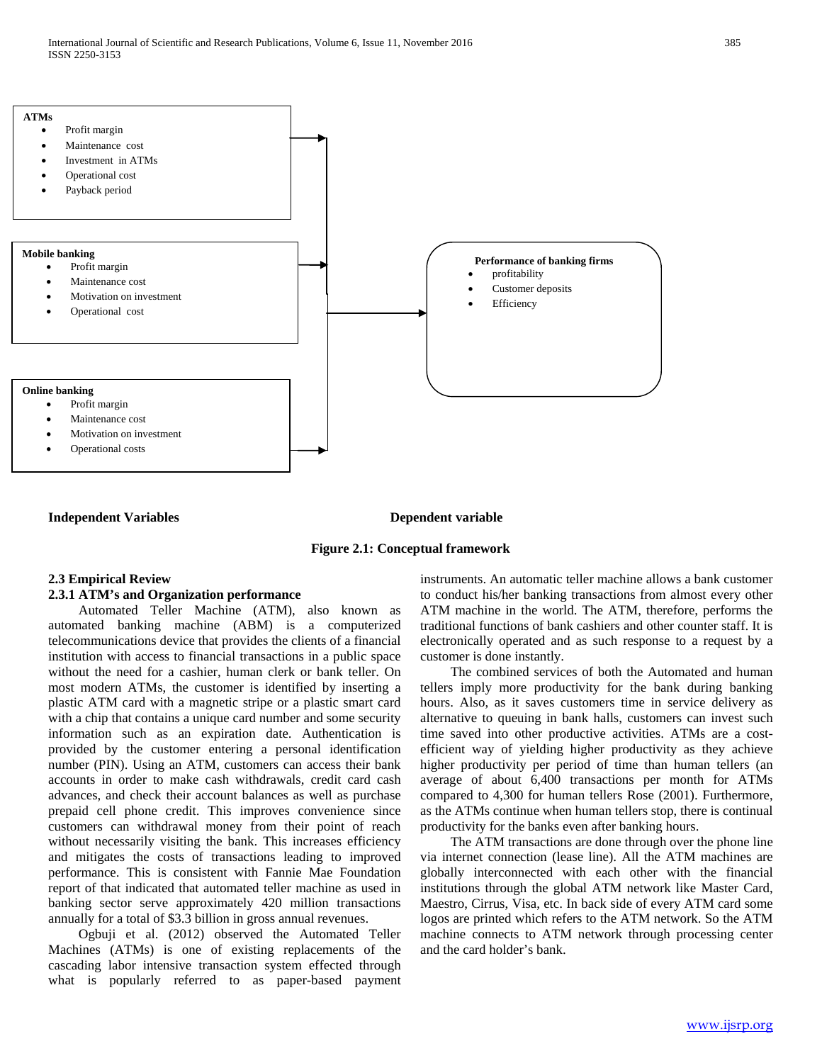**ATMs**

- Profit margin
- Maintenance cost
- Investment in ATMs
- Operational cost
- Payback period

**Mobile banking**

- Profit margin
- Maintenance cost
- Motivation on investment
- Operational cost

**Online banking**

- Profit margin
- Maintenance cost
- Motivation on investment
- Operational costs

**Performance of banking firms**

- profitability
- Customer deposits
- Efficiency

**Independent Variables** **Dependent variable**

**Figure 2.1: Conceptual framework**

## 2.3 Empirical Review

### 2.3.1 ATM's and Organization performance

Automated Teller Machine (ATM), also known as automated banking machine (ABM) is a computerized telecommunications device that provides the clients of a financial institution with access to financial transactions in a public space without the need for a cashier, human clerk or bank teller. On most modern ATMs, the customer is identified by inserting a plastic ATM card with a magnetic stripe or a plastic smart card with a chip that contains a unique card number and some security information such as an expiration date. Authentication is provided by the customer entering a personal identification number (PIN). Using an ATM, customers can access their bank accounts in order to make cash withdrawals, credit card cash advances, and check their account balances as well as purchase prepaid cell phone credit. This improves convenience since customers can withdrawal money from their point of reach without necessarily visiting the bank. This increases efficiency and mitigates the costs of transactions leading to improved performance. This is consistent with Fannie Mae Foundation report of that indicated that automated teller machine as used in banking sector serve approximately 420 million transactions annually for a total of $3.3 billion in gross annual revenues.

Ogbuji et al. (2012) observed the Automated Teller Machines (ATMs) is one of existing replacements of the cascading labor intensive transaction system effected through what is popularly referred to as paper-based payment instruments. An automatic teller machine allows a bank customer to conduct his/her banking transactions from almost every other ATM machine in the world. The ATM, therefore, performs the traditional functions of bank cashiers and other counter staff. It is electronically operated and as such response to a request by a customer is done instantly.

The combined services of both the Automated and human tellers imply more productivity for the bank during banking hours. Also, as it saves customers time in service delivery as alternative to queuing in bank halls, customers can invest such time saved into other productive activities. ATMs are a cost-efficient way of yielding higher productivity as they achieve higher productivity per period of time than human tellers (an average of about 6,400 transactions per month for ATMs compared to 4,300 for human tellers Rose (2001). Furthermore, as the ATMs continue when human tellers stop, there is continual productivity for the banks even after banking hours.

The ATM transactions are done through over the phone line via internet connection (lease line). All the ATM machines are globally interconnected with each other with the financial institutions through the global ATM network like Master Card, Maestro, Cirrus, Visa, etc. In back side of every ATM card some logos are printed which refers to the ATM network. So the ATM machine connects to ATM network through processing center and the card holder's bank.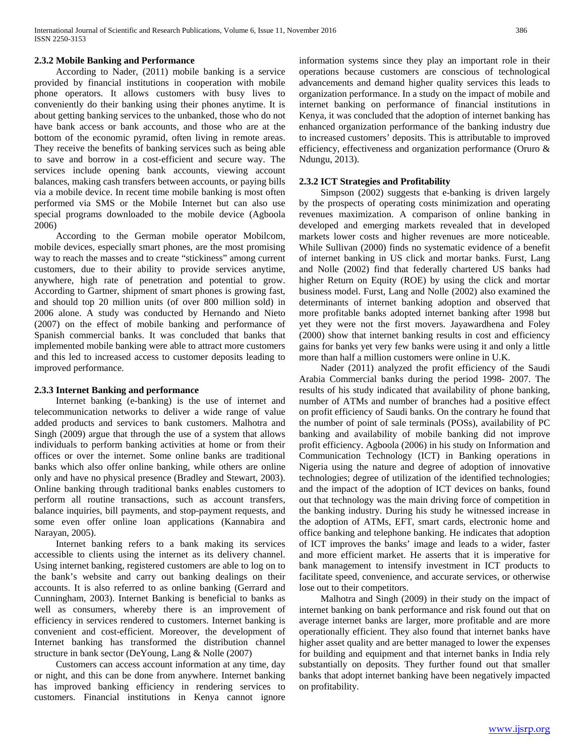### 2.3.2 Mobile Banking and Performance

According to Nader, (2011) mobile banking is a service provided by financial institutions in cooperation with mobile phone operators. It allows customers with busy lives to conveniently do their banking using their phones anytime. It is about getting banking services to the unbanked, those who do not have bank access or bank accounts, and those who are at the bottom of the economic pyramid, often living in remote areas. They receive the benefits of banking services such as being able to save and borrow in a cost-efficient and secure way. The services include opening bank accounts, viewing account balances, making cash transfers between accounts, or paying bills via a mobile device. In recent time mobile banking is most often performed via SMS or the Mobile Internet but can also use special programs downloaded to the mobile device (Agboola 2006)

According to the German mobile operator Mobilcom, mobile devices, especially smart phones, are the most promising way to reach the masses and to create "stickiness" among current customers, due to their ability to provide services anytime, anywhere, high rate of penetration and potential to grow. According to Gartner, shipment of smart phones is growing fast, and should top 20 million units (of over 800 million sold) in 2006 alone. A study was conducted by Hernando and Nieto (2007) on the effect of mobile banking and performance of Spanish commercial banks. It was concluded that banks that implemented mobile banking were able to attract more customers and this led to increased access to customer deposits leading to improved performance.

### 2.3.3 Internet Banking and performance

Internet banking (e-banking) is the use of internet and telecommunication networks to deliver a wide range of value added products and services to bank customers. Malhotra and Singh (2009) argue that through the use of a system that allows individuals to perform banking activities at home or from their offices or over the internet. Some online banks are traditional banks which also offer online banking, while others are online only and have no physical presence (Bradley and Stewart, 2003). Online banking through traditional banks enables customers to perform all routine transactions, such as account transfers, balance inquiries, bill payments, and stop-payment requests, and some even offer online loan applications (Kannabira and Narayan, 2005).

Internet banking refers to a bank making its services accessible to clients using the internet as its delivery channel. Using internet banking, registered customers are able to log on to the bank's website and carry out banking dealings on their accounts. It is also referred to as online banking (Gerrard and Cunningham, 2003). Internet Banking is beneficial to banks as well as consumers, whereby there is an improvement of efficiency in services rendered to customers. Internet banking is convenient and cost-efficient. Moreover, the development of Internet banking has transformed the distribution channel structure in bank sector (DeYoung, Lang & Nolle (2007)

Customers can access account information at any time, day or night, and this can be done from anywhere. Internet banking has improved banking efficiency in rendering services to customers. Financial institutions in Kenya cannot ignore information systems since they play an important role in their operations because customers are conscious of technological advancements and demand higher quality services this leads to organization performance. In a study on the impact of mobile and internet banking on performance of financial institutions in Kenya, it was concluded that the adoption of internet banking has enhanced organization performance of the banking industry due to increased customers' deposits. This is attributable to improved efficiency, effectiveness and organization performance (Oruro & Ndungu, 2013).

### 2.3.2 ICT Strategies and Profitability

Simpson (2002) suggests that e-banking is driven largely by the prospects of operating costs minimization and operating revenues maximization. A comparison of online banking in developed and emerging markets revealed that in developed markets lower costs and higher revenues are more noticeable. While Sullivan (2000) finds no systematic evidence of a benefit of internet banking in US click and mortar banks. Furst, Lang and Nolle (2002) find that federally chartered US banks had higher Return on Equity (ROE) by using the click and mortar business model. Furst, Lang and Nolle (2002) also examined the determinants of internet banking adoption and observed that more profitable banks adopted internet banking after 1998 but yet they were not the first movers. Jayawardhena and Foley (2000) show that internet banking results in cost and efficiency gains for banks yet very few banks were using it and only a little more than half a million customers were online in U.K.

Nader (2011) analyzed the profit efficiency of the Saudi Arabia Commercial banks during the period 1998- 2007. The results of his study indicated that availability of phone banking, number of ATMs and number of branches had a positive effect on profit efficiency of Saudi banks. On the contrary he found that the number of point of sale terminals (POSs), availability of PC banking and availability of mobile banking did not improve profit efficiency. Agboola (2006) in his study on Information and Communication Technology (ICT) in Banking operations in Nigeria using the nature and degree of adoption of innovative technologies; degree of utilization of the identified technologies; and the impact of the adoption of ICT devices on banks, found out that technology was the main driving force of competition in the banking industry. During his study he witnessed increase in the adoption of ATMs, EFT, smart cards, electronic home and office banking and telephone banking. He indicates that adoption of ICT improves the banks' image and leads to a wider, faster and more efficient market. He asserts that it is imperative for bank management to intensify investment in ICT products to facilitate speed, convenience, and accurate services, or otherwise lose out to their competitors.

Malhotra and Singh (2009) in their study on the impact of internet banking on bank performance and risk found out that on average internet banks are larger, more profitable and are more operationally efficient. They also found that internet banks have higher asset quality and are better managed to lower the expenses for building and equipment and that internet banks in India rely substantially on deposits. They further found out that smaller banks that adopt internet banking have been negatively impacted on profitability.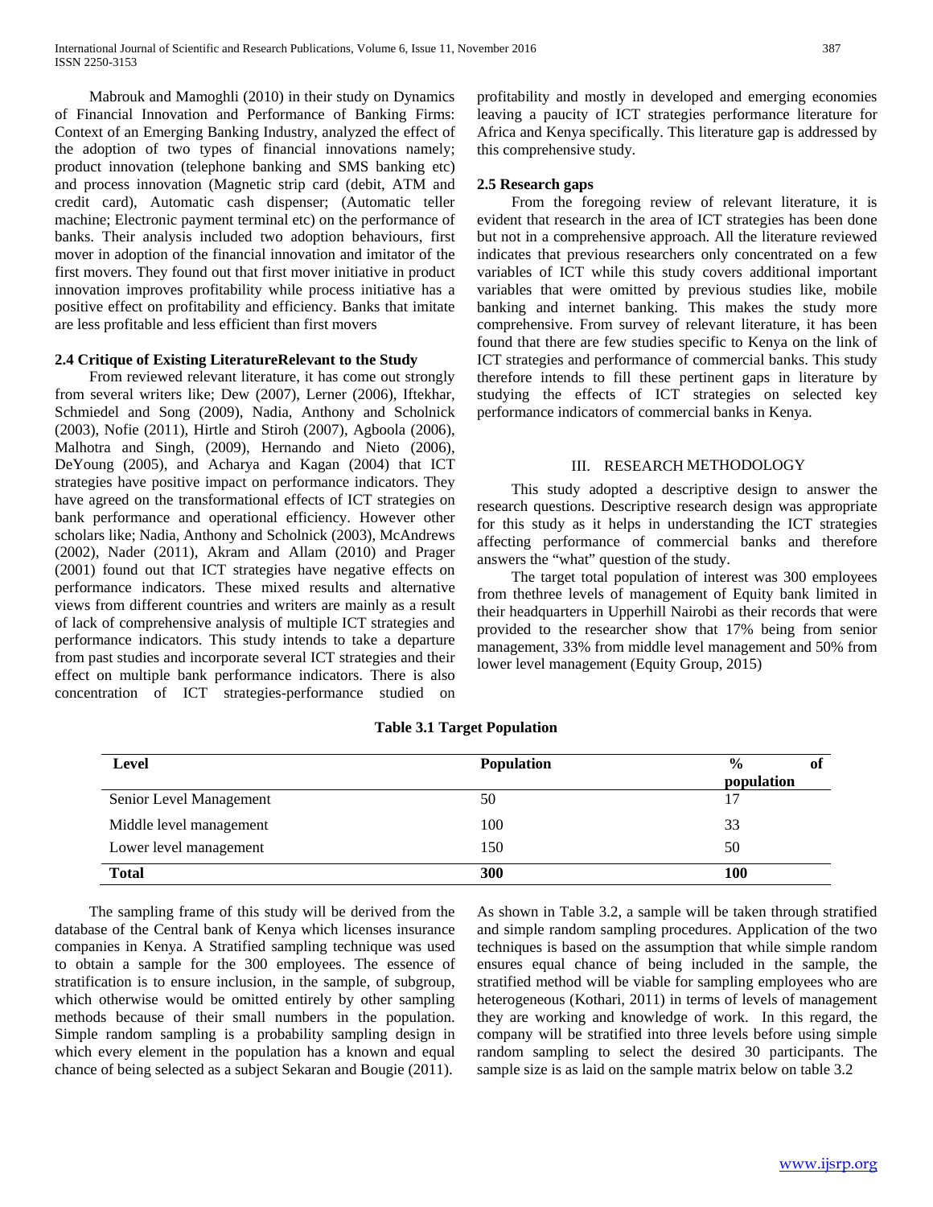Mabrouk and Mamoghli (2010) in their study on Dynamics of Financial Innovation and Performance of Banking Firms: Context of an Emerging Banking Industry, analyzed the effect of the adoption of two types of financial innovations namely; product innovation (telephone banking and SMS banking etc) and process innovation (Magnetic strip card (debit, ATM and credit card), Automatic cash dispenser; (Automatic teller machine; Electronic payment terminal etc) on the performance of banks. Their analysis included two adoption behaviours, first mover in adoption of the financial innovation and imitator of the first movers. They found out that first mover initiative in product innovation improves profitability while process initiative has a positive effect on profitability and efficiency. Banks that imitate are less profitable and less efficient than first movers

### 2.4 Critique of Existing LiteratureRelevant to the Study

From reviewed relevant literature, it has come out strongly from several writers like; Dew (2007), Lerner (2006), Iftekhar, Schmiedel and Song (2009), Nadia, Anthony and Scholnick (2003), Nofie (2011), Hirtle and Stiroh (2007), Agboola (2006), Malhotra and Singh, (2009), Hernando and Nieto (2006), DeYoung (2005), and Acharya and Kagan (2004) that ICT strategies have positive impact on performance indicators. They have agreed on the transformational effects of ICT strategies on bank performance and operational efficiency. However other scholars like; Nadia, Anthony and Scholnick (2003), McAndrews (2002), Nader (2011), Akram and Allam (2010) and Prager (2001) found out that ICT strategies have negative effects on performance indicators. These mixed results and alternative views from different countries and writers are mainly as a result of lack of comprehensive analysis of multiple ICT strategies and performance indicators. This study intends to take a departure from past studies and incorporate several ICT strategies and their effect on multiple bank performance indicators. There is also concentration of ICT strategies-performance studied on profitability and mostly in developed and emerging economies leaving a paucity of ICT strategies performance literature for Africa and Kenya specifically. This literature gap is addressed by this comprehensive study.

### 2.5 Research gaps

From the foregoing review of relevant literature, it is evident that research in the area of ICT strategies has been done but not in a comprehensive approach. All the literature reviewed indicates that previous researchers only concentrated on a few variables of ICT while this study covers additional important variables that were omitted by previous studies like, mobile banking and internet banking. This makes the study more comprehensive. From survey of relevant literature, it has been found that there are few studies specific to Kenya on the link of ICT strategies and performance of commercial banks. This study therefore intends to fill these pertinent gaps in literature by studying the effects of ICT strategies on selected key performance indicators of commercial banks in Kenya.

## III. RESEARCH METHODOLOGY

This study adopted a descriptive design to answer the research questions. Descriptive research design was appropriate for this study as it helps in understanding the ICT strategies affecting performance of commercial banks and therefore answers the "what" question of the study.

The target total population of interest was 300 employees from thethree levels of management of Equity bank limited in their headquarters in Upperhill Nairobi as their records that were provided to the researcher show that 17% being from senior management, 33% from middle level management and 50% from lower level management (Equity Group, 2015)

**Table 3.1 Target Population**

| Level | Population | % of population |
|---|---|---|
| Senior Level Management | 50 | 17 |
| Middle level management | 100 | 33 |
| Lower level management | 150 | 50 |
| **Total** | **300** | **100** |

The sampling frame of this study will be derived from the database of the Central bank of Kenya which licenses insurance companies in Kenya. A Stratified sampling technique was used to obtain a sample for the 300 employees. The essence of stratification is to ensure inclusion, in the sample, of subgroup, which otherwise would be omitted entirely by other sampling methods because of their small numbers in the population. Simple random sampling is a probability sampling design in which every element in the population has a known and equal chance of being selected as a subject Sekaran and Bougie (2011). As shown in Table 3.2, a sample will be taken through stratified and simple random sampling procedures. Application of the two techniques is based on the assumption that while simple random ensures equal chance of being included in the sample, the stratified method will be viable for sampling employees who are heterogeneous (Kothari, 2011) in terms of levels of management they are working and knowledge of work. In this regard, the company will be stratified into three levels before using simple random sampling to select the desired 30 participants. The sample size is as laid on the sample matrix below on table 3.2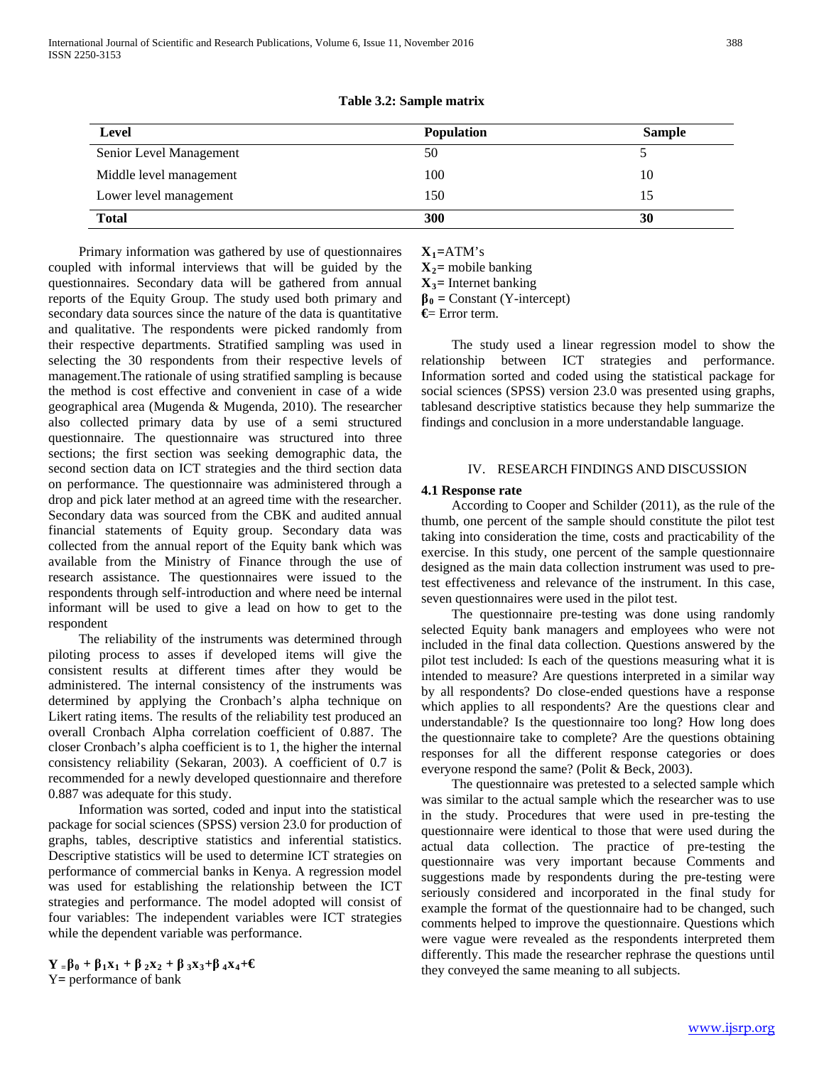**Table 3.2: Sample matrix**

| Level | Population | Sample |
|---|---|---|
| Senior Level Management | 50 | 5 |
| Middle level management | 100 | 10 |
| Lower level management | 150 | 15 |
| **Total** | **300** | **30** |

Primary information was gathered by use of questionnaires coupled with informal interviews that will be guided by the questionnaires. Secondary data will be gathered from annual reports of the Equity Group. The study used both primary and secondary data sources since the nature of the data is quantitative and qualitative. The respondents were picked randomly from their respective departments. Stratified sampling was used in selecting the 30 respondents from their respective levels of management.The rationale of using stratified sampling is because the method is cost effective and convenient in case of a wide geographical area (Mugenda & Mugenda, 2010). The researcher also collected primary data by use of a semi structured questionnaire. The questionnaire was structured into three sections; the first section was seeking demographic data, the second section data on ICT strategies and the third section data on performance. The questionnaire was administered through a drop and pick later method at an agreed time with the researcher. Secondary data was sourced from the CBK and audited annual financial statements of Equity group. Secondary data was collected from the annual report of the Equity bank which was available from the Ministry of Finance through the use of research assistance. The questionnaires were issued to the respondents through self-introduction and where need be internal informant will be used to give a lead on how to get to the respondent

The reliability of the instruments was determined through piloting process to asses if developed items will give the consistent results at different times after they would be administered. The internal consistency of the instruments was determined by applying the Cronbach's alpha technique on Likert rating items. The results of the reliability test produced an overall Cronbach Alpha correlation coefficient of 0.887. The closer Cronbach's alpha coefficient is to 1, the higher the internal consistency reliability (Sekaran, 2003). A coefficient of 0.7 is recommended for a newly developed questionnaire and therefore 0.887 was adequate for this study.

Information was sorted, coded and input into the statistical package for social sciences (SPSS) version 23.0 for production of graphs, tables, descriptive statistics and inferential statistics. Descriptive statistics will be used to determine ICT strategies on performance of commercial banks in Kenya. A regression model was used for establishing the relationship between the ICT strategies and performance. The model adopted will consist of four variables: The independent variables were ICT strategies while the dependent variable was performance.

$$Y = \beta_0 + \beta_1 x_1 + \beta_2 x_2 + \beta_3 x_3 + \beta_4 x_4 + €$$

Y= performance of bank

$X_1$=ATM's

$X_2$= mobile banking

$X_3$= Internet banking

$\beta_0$ = Constant (Y-intercept)

€= Error term.

The study used a linear regression model to show the relationship between ICT strategies and performance. Information sorted and coded using the statistical package for social sciences (SPSS) version 23.0 was presented using graphs, tablesand descriptive statistics because they help summarize the findings and conclusion in a more understandable language.

## IV. RESEARCH FINDINGS AND DISCUSSION

### 4.1 Response rate

According to Cooper and Schilder (2011), as the rule of the thumb, one percent of the sample should constitute the pilot test taking into consideration the time, costs and practicability of the exercise. In this study, one percent of the sample questionnaire designed as the main data collection instrument was used to pre-test effectiveness and relevance of the instrument. In this case, seven questionnaires were used in the pilot test.

The questionnaire pre-testing was done using randomly selected Equity bank managers and employees who were not included in the final data collection. Questions answered by the pilot test included: Is each of the questions measuring what it is intended to measure? Are questions interpreted in a similar way by all respondents? Do close-ended questions have a response which applies to all respondents? Are the questions clear and understandable? Is the questionnaire too long? How long does the questionnaire take to complete? Are the questions obtaining responses for all the different response categories or does everyone respond the same? (Polit & Beck, 2003).

The questionnaire was pretested to a selected sample which was similar to the actual sample which the researcher was to use in the study. Procedures that were used in pre-testing the questionnaire were identical to those that were used during the actual data collection. The practice of pre-testing the questionnaire was very important because Comments and suggestions made by respondents during the pre-testing were seriously considered and incorporated in the final study for example the format of the questionnaire had to be changed, such comments helped to improve the questionnaire. Questions which were vague were revealed as the respondents interpreted them differently. This made the researcher rephrase the questions until they conveyed the same meaning to all subjects.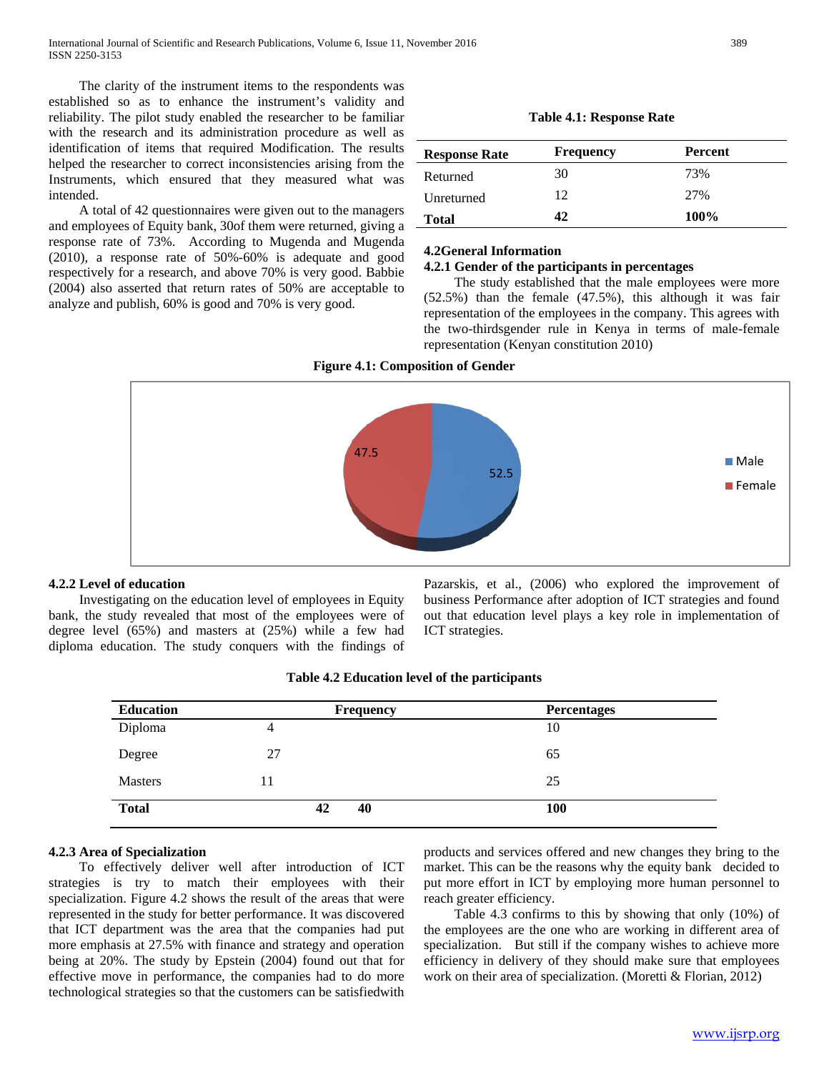The clarity of the instrument items to the respondents was established so as to enhance the instrument's validity and reliability. The pilot study enabled the researcher to be familiar with the research and its administration procedure as well as identification of items that required Modification. The results helped the researcher to correct inconsistencies arising from the Instruments, which ensured that they measured what was intended.

A total of 42 questionnaires were given out to the managers and employees of Equity bank, 30of them were returned, giving a response rate of 73%. According to Mugenda and Mugenda (2010), a response rate of 50%-60% is adequate and good respectively for a research, and above 70% is very good. Babbie (2004) also asserted that return rates of 50% are acceptable to analyze and publish, 60% is good and 70% is very good.

**Table 4.1: Response Rate**

| Response Rate | Frequency | Percent |
|---|---|---|
| Returned | 30 | 73% |
| Unreturned | 12 | 27% |
| **Total** | **42** | **100%** |

### 4.2General Information

#### 4.2.1 Gender of the participants in percentages

The study established that the male employees were more (52.5%) than the female (47.5%), this although it was fair representation of the employees in the company. This agrees with the two-thirdsgender rule in Kenya in terms of male-female representation (Kenyan constitution 2010)

**Figure 4.1: Composition of Gender**

#### 4.2.2 Level of education

Investigating on the education level of employees in Equity bank, the study revealed that most of the employees were of degree level (65%) and masters at (25%) while a few had diploma education. The study conquers with the findings of Pazarskis, et al., (2006) who explored the improvement of business Performance after adoption of ICT strategies and found out that education level plays a key role in implementation of ICT strategies.

**Table 4.2 Education level of the participants**

| Education | Frequency | Percentages |
|---|---|---|
| Diploma | 4 | 10 |
| Degree | 27 | 65 |
| Masters | 11 | 25 |
| **Total** | **42 40** | **100** |

#### 4.2.3 Area of Specialization

To effectively deliver well after introduction of ICT strategies is try to match their employees with their specialization. Figure 4.2 shows the result of the areas that were represented in the study for better performance. It was discovered that ICT department was the area that the companies had put more emphasis at 27.5% with finance and strategy and operation being at 20%. The study by Epstein (2004) found out that for effective move in performance, the companies had to do more technological strategies so that the customers can be satisfiedwith products and services offered and new changes they bring to the market. This can be the reasons why the equity bank decided to put more effort in ICT by employing more human personnel to reach greater efficiency.

Table 4.3 confirms to this by showing that only (10%) of the employees are the one who are working in different area of specialization. But still if the company wishes to achieve more efficiency in delivery of they should make sure that employees work on their area of specialization. (Moretti & Florian, 2012)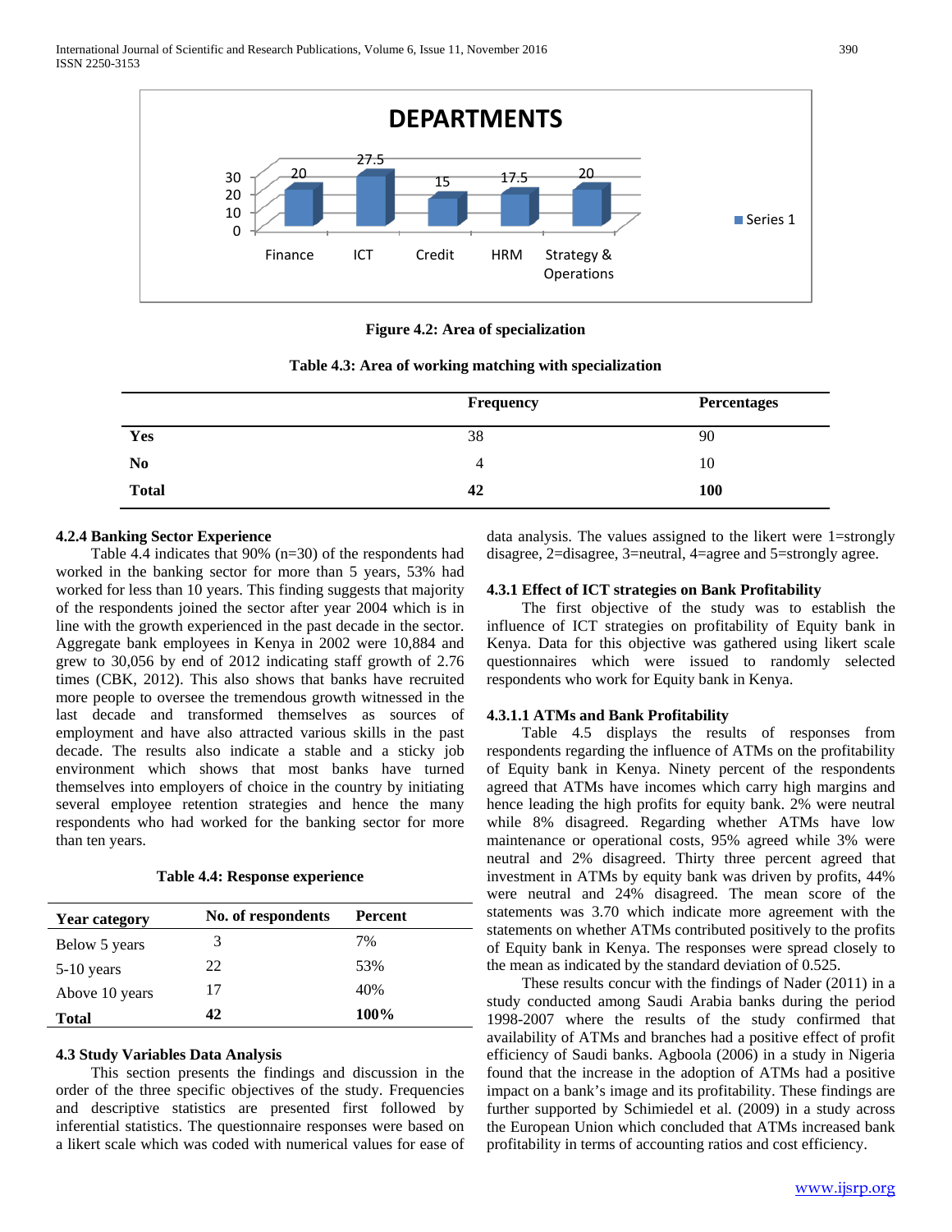**Figure 4.2: Area of specialization**

**Table 4.3: Area of working matching with specialization**

| | Frequency | Percentages |
|---|---|---|
| **Yes** | 38 | 90 |
| **No** | 4 | 10 |
| **Total** | **42** | **100** |

### 4.2.4 Banking Sector Experience

Table 4.4 indicates that 90% (n=30) of the respondents had worked in the banking sector for more than 5 years, 53% had worked for less than 10 years. This finding suggests that majority of the respondents joined the sector after year 2004 which is in line with the growth experienced in the past decade in the sector. Aggregate bank employees in Kenya in 2002 were 10,884 and grew to 30,056 by end of 2012 indicating staff growth of 2.76 times (CBK, 2012). This also shows that banks have recruited more people to oversee the tremendous growth witnessed in the last decade and transformed themselves as sources of employment and have also attracted various skills in the past decade. The results also indicate a stable and a sticky job environment which shows that most banks have turned themselves into employers of choice in the country by initiating several employee retention strategies and hence the many respondents who had worked for the banking sector for more than ten years.

**Table 4.4: Response experience**

| Year category | No. of respondents | Percent |
|---|---|---|
| Below 5 years | 3 | 7% |
| 5-10 years | 22 | 53% |
| Above 10 years | 17 | 40% |
| **Total** | **42** | **100%** |

## 4.3 Study Variables Data Analysis

This section presents the findings and discussion in the order of the three specific objectives of the study. Frequencies and descriptive statistics are presented first followed by inferential statistics. The questionnaire responses were based on a likert scale which was coded with numerical values for ease of data analysis. The values assigned to the likert were 1=strongly disagree, 2=disagree, 3=neutral, 4=agree and 5=strongly agree.

### 4.3.1 Effect of ICT strategies on Bank Profitability

The first objective of the study was to establish the influence of ICT strategies on profitability of Equity bank in Kenya. Data for this objective was gathered using likert scale questionnaires which were issued to randomly selected respondents who work for Equity bank in Kenya.

#### 4.3.1.1 ATMs and Bank Profitability

Table 4.5 displays the results of responses from respondents regarding the influence of ATMs on the profitability of Equity bank in Kenya. Ninety percent of the respondents agreed that ATMs have incomes which carry high margins and hence leading the high profits for equity bank. 2% were neutral while 8% disagreed. Regarding whether ATMs have low maintenance or operational costs, 95% agreed while 3% were neutral and 2% disagreed. Thirty three percent agreed that investment in ATMs by equity bank was driven by profits, 44% were neutral and 24% disagreed. The mean score of the statements was 3.70 which indicate more agreement with the statements on whether ATMs contributed positively to the profits of Equity bank in Kenya. The responses were spread closely to the mean as indicated by the standard deviation of 0.525.

These results concur with the findings of Nader (2011) in a study conducted among Saudi Arabia banks during the period 1998-2007 where the results of the study confirmed that availability of ATMs and branches had a positive effect of profit efficiency of Saudi banks. Agboola (2006) in a study in Nigeria found that the increase in the adoption of ATMs had a positive impact on a bank's image and its profitability. These findings are further supported by Schimiedel et al. (2009) in a study across the European Union which concluded that ATMs increased bank profitability in terms of accounting ratios and cost efficiency.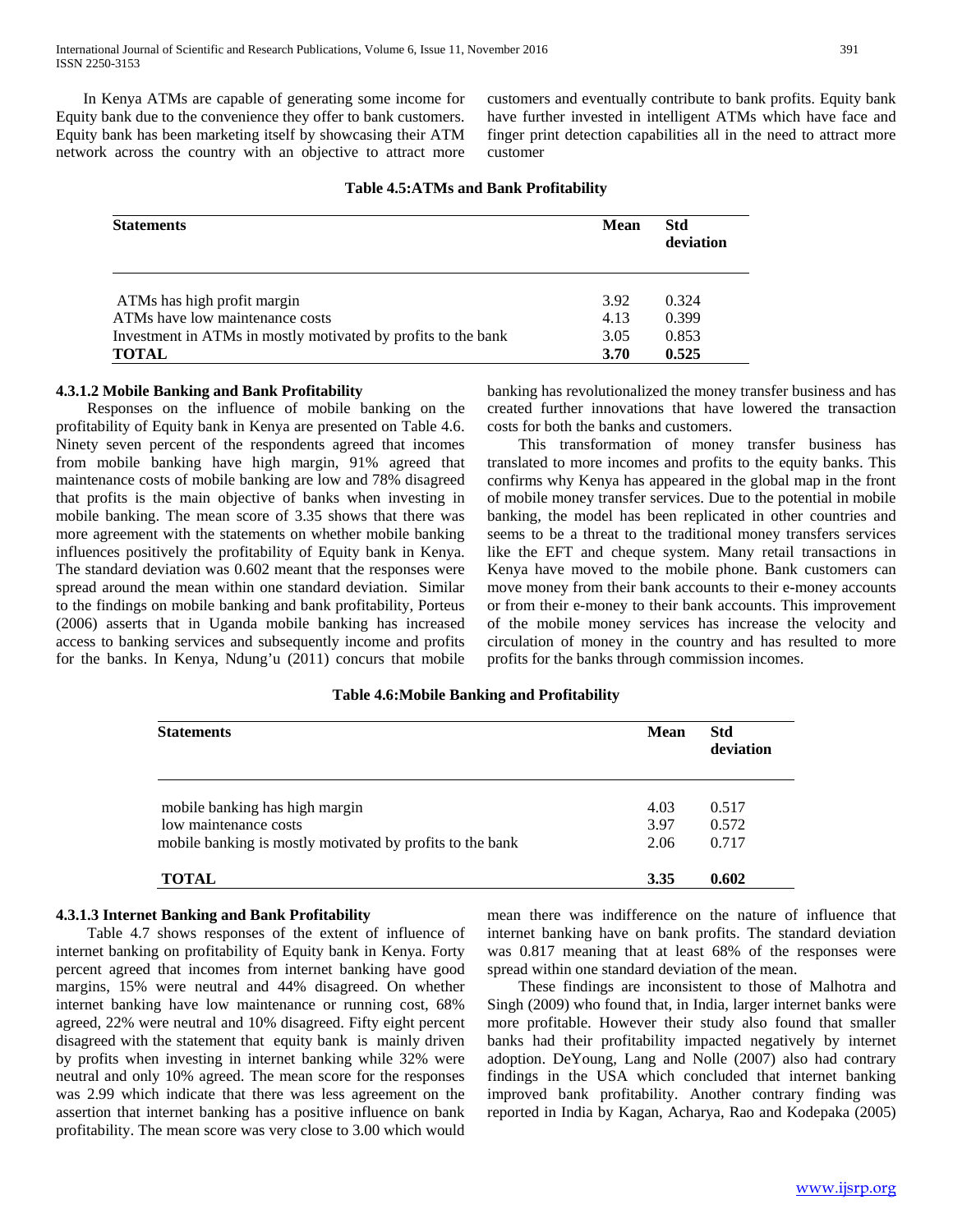In Kenya ATMs are capable of generating some income for Equity bank due to the convenience they offer to bank customers. Equity bank has been marketing itself by showcasing their ATM network across the country with an objective to attract more customers and eventually contribute to bank profits. Equity bank have further invested in intelligent ATMs which have face and finger print detection capabilities all in the need to attract more customer

**Table 4.5:ATMs and Bank Profitability**

| Statements | Mean | Std deviation |
|---|---|---|
| ATMs has high profit margin | 3.92 | 0.324 |
| ATMs have low maintenance costs | 4.13 | 0.399 |
| Investment in ATMs in mostly motivated by profits to the bank | 3.05 | 0.853 |
| **TOTAL** | **3.70** | **0.525** |

#### 4.3.1.2 Mobile Banking and Bank Profitability

Responses on the influence of mobile banking on the profitability of Equity bank in Kenya are presented on Table 4.6. Ninety seven percent of the respondents agreed that incomes from mobile banking have high margin, 91% agreed that maintenance costs of mobile banking are low and 78% disagreed that profits is the main objective of banks when investing in mobile banking. The mean score of 3.35 shows that there was more agreement with the statements on whether mobile banking influences positively the profitability of Equity bank in Kenya. The standard deviation was 0.602 meant that the responses were spread around the mean within one standard deviation. Similar to the findings on mobile banking and bank profitability, Porteus (2006) asserts that in Uganda mobile banking has increased access to banking services and subsequently income and profits for the banks. In Kenya, Ndung'u (2011) concurs that mobile banking has revolutionalized the money transfer business and has created further innovations that have lowered the transaction costs for both the banks and customers.

This transformation of money transfer business has translated to more incomes and profits to the equity banks. This confirms why Kenya has appeared in the global map in the front of mobile money transfer services. Due to the potential in mobile banking, the model has been replicated in other countries and seems to be a threat to the traditional money transfers services like the EFT and cheque system. Many retail transactions in Kenya have moved to the mobile phone. Bank customers can move money from their bank accounts to their e-money accounts or from their e-money to their bank accounts. This improvement of the mobile money services has increase the velocity and circulation of money in the country and has resulted to more profits for the banks through commission incomes.

**Table 4.6:Mobile Banking and Profitability**

| Statements | Mean | Std deviation |
|---|---|---|
| mobile banking has high margin | 4.03 | 0.517 |
| low maintenance costs | 3.97 | 0.572 |
| mobile banking is mostly motivated by profits to the bank | 2.06 | 0.717 |
| **TOTAL** | **3.35** | **0.602** |

#### 4.3.1.3 Internet Banking and Bank Profitability

Table 4.7 shows responses of the extent of influence of internet banking on profitability of Equity bank in Kenya. Forty percent agreed that incomes from internet banking have good margins, 15% were neutral and 44% disagreed. On whether internet banking have low maintenance or running cost, 68% agreed, 22% were neutral and 10% disagreed. Fifty eight percent disagreed with the statement that equity bank is mainly driven by profits when investing in internet banking while 32% were neutral and only 10% agreed. The mean score for the responses was 2.99 which indicate that there was less agreement on the assertion that internet banking has a positive influence on bank profitability. The mean score was very close to 3.00 which would mean there was indifference on the nature of influence that internet banking have on bank profits. The standard deviation was 0.817 meaning that at least 68% of the responses were spread within one standard deviation of the mean.

These findings are inconsistent to those of Malhotra and Singh (2009) who found that, in India, larger internet banks were more profitable. However their study also found that smaller banks had their profitability impacted negatively by internet adoption. DeYoung, Lang and Nolle (2007) also had contrary findings in the USA which concluded that internet banking improved bank profitability. Another contrary finding was reported in India by Kagan, Acharya, Rao and Kodepaka (2005)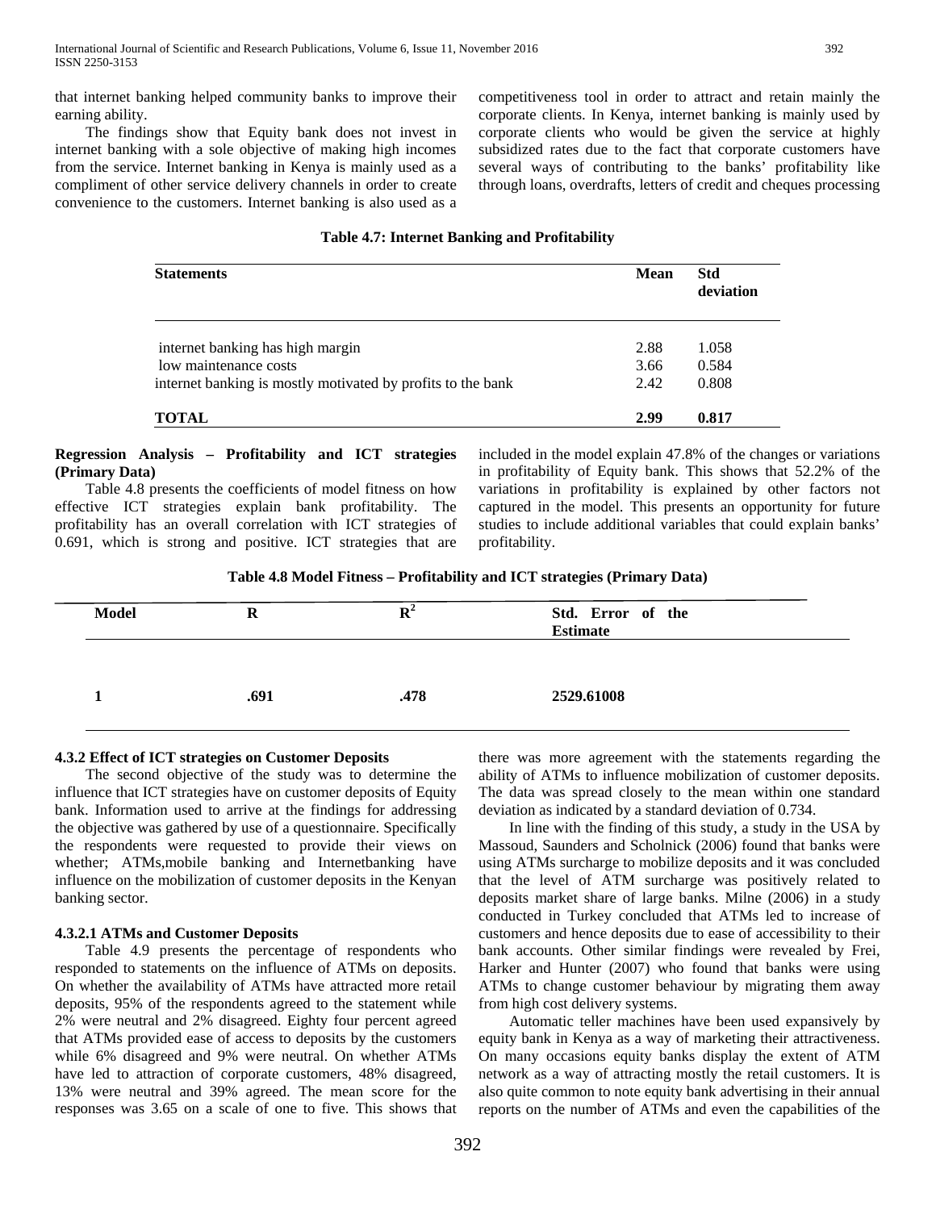that internet banking helped community banks to improve their earning ability.

The findings show that Equity bank does not invest in internet banking with a sole objective of making high incomes from the service. Internet banking in Kenya is mainly used as a compliment of other service delivery channels in order to create convenience to the customers. Internet banking is also used as a competitiveness tool in order to attract and retain mainly the corporate clients. In Kenya, internet banking is mainly used by corporate clients who would be given the service at highly subsidized rates due to the fact that corporate customers have several ways of contributing to the banks' profitability like through loans, overdrafts, letters of credit and cheques processing

**Table 4.7: Internet Banking and Profitability**

| Statements | Mean | Std deviation |
|---|---|---|
| internet banking has high margin | 2.88 | 1.058 |
| low maintenance costs | 3.66 | 0.584 |
| internet banking is mostly motivated by profits to the bank | 2.42 | 0.808 |
| **TOTAL** | **2.99** | **0.817** |

**Regression Analysis – Profitability and ICT strategies (Primary Data)**

Table 4.8 presents the coefficients of model fitness on how effective ICT strategies explain bank profitability. The profitability has an overall correlation with ICT strategies of 0.691, which is strong and positive. ICT strategies that are included in the model explain 47.8% of the changes or variations in profitability of Equity bank. This shows that 52.2% of the variations in profitability is explained by other factors not captured in the model. This presents an opportunity for future studies to include additional variables that could explain banks' profitability.

**Table 4.8 Model Fitness – Profitability and ICT strategies (Primary Data)**

| Model | R | $R^2$ | Std. Error of the Estimate |
|---|---|---|---|
| **1** | **.691** | **.478** | **2529.61008** |

### 4.3.2 Effect of ICT strategies on Customer Deposits

The second objective of the study was to determine the influence that ICT strategies have on customer deposits of Equity bank. Information used to arrive at the findings for addressing the objective was gathered by use of a questionnaire. Specifically the respondents were requested to provide their views on whether; ATMs,mobile banking and Internetbanking have influence on the mobilization of customer deposits in the Kenyan banking sector.

#### 4.3.2.1 ATMs and Customer Deposits

Table 4.9 presents the percentage of respondents who responded to statements on the influence of ATMs on deposits. On whether the availability of ATMs have attracted more retail deposits, 95% of the respondents agreed to the statement while 2% were neutral and 2% disagreed. Eighty four percent agreed that ATMs provided ease of access to deposits by the customers while 6% disagreed and 9% were neutral. On whether ATMs have led to attraction of corporate customers, 48% disagreed, 13% were neutral and 39% agreed. The mean score for the responses was 3.65 on a scale of one to five. This shows that there was more agreement with the statements regarding the ability of ATMs to influence mobilization of customer deposits. The data was spread closely to the mean within one standard deviation as indicated by a standard deviation of 0.734.

In line with the finding of this study, a study in the USA by Massoud, Saunders and Scholnick (2006) found that banks were using ATMs surcharge to mobilize deposits and it was concluded that the level of ATM surcharge was positively related to deposits market share of large banks. Milne (2006) in a study conducted in Turkey concluded that ATMs led to increase of customers and hence deposits due to ease of accessibility to their bank accounts. Other similar findings were revealed by Frei, Harker and Hunter (2007) who found that banks were using ATMs to change customer behaviour by migrating them away from high cost delivery systems.

Automatic teller machines have been used expansively by equity bank in Kenya as a way of marketing their attractiveness. On many occasions equity banks display the extent of ATM network as a way of attracting mostly the retail customers. It is also quite common to note equity bank advertising in their annual reports on the number of ATMs and even the capabilities of the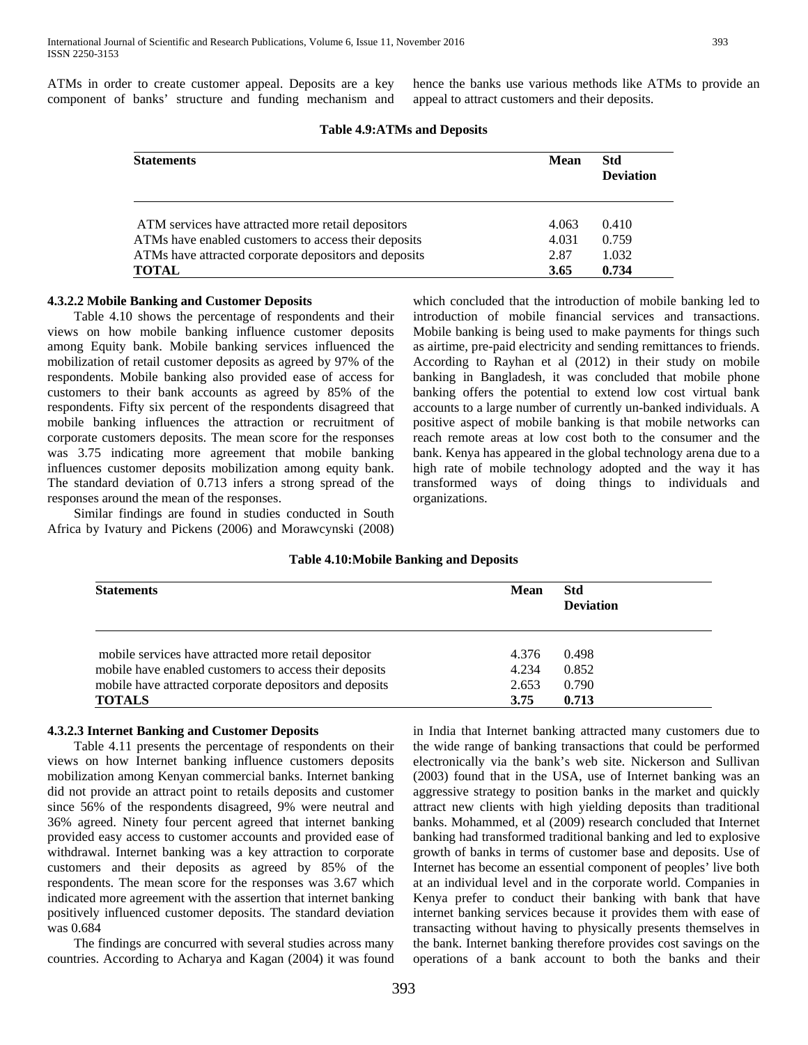ATMs in order to create customer appeal. Deposits are a key component of banks' structure and funding mechanism and hence the banks use various methods like ATMs to provide an appeal to attract customers and their deposits.

**Table 4.9:ATMs and Deposits**

| Statements | Mean | Std Deviation |
|---|---|---|
| ATM services have attracted more retail depositors | 4.063 | 0.410 |
| ATMs have enabled customers to access their deposits | 4.031 | 0.759 |
| ATMs have attracted corporate depositors and deposits | 2.87 | 1.032 |
| **TOTAL** | **3.65** | **0.734** |

#### 4.3.2.2 Mobile Banking and Customer Deposits

Table 4.10 shows the percentage of respondents and their views on how mobile banking influence customer deposits among Equity bank. Mobile banking services influenced the mobilization of retail customer deposits as agreed by 97% of the respondents. Mobile banking also provided ease of access for customers to their bank accounts as agreed by 85% of the respondents. Fifty six percent of the respondents disagreed that mobile banking influences the attraction or recruitment of corporate customers deposits. The mean score for the responses was 3.75 indicating more agreement that mobile banking influences customer deposits mobilization among equity bank. The standard deviation of 0.713 infers a strong spread of the responses around the mean of the responses.

Similar findings are found in studies conducted in South Africa by Ivatury and Pickens (2006) and Morawcynski (2008) which concluded that the introduction of mobile banking led to introduction of mobile financial services and transactions. Mobile banking is being used to make payments for things such as airtime, pre-paid electricity and sending remittances to friends. According to Rayhan et al (2012) in their study on mobile banking in Bangladesh, it was concluded that mobile phone banking offers the potential to extend low cost virtual bank accounts to a large number of currently un-banked individuals. A positive aspect of mobile banking is that mobile networks can reach remote areas at low cost both to the consumer and the bank. Kenya has appeared in the global technology arena due to a high rate of mobile technology adopted and the way it has transformed ways of doing things to individuals and organizations.

**Table 4.10:Mobile Banking and Deposits**

| Statements | Mean | Std Deviation |
|---|---|---|
| mobile services have attracted more retail depositor | 4.376 | 0.498 |
| mobile have enabled customers to access their deposits | 4.234 | 0.852 |
| mobile have attracted corporate depositors and deposits | 2.653 | 0.790 |
| **TOTALS** | **3.75** | **0.713** |

#### 4.3.2.3 Internet Banking and Customer Deposits

Table 4.11 presents the percentage of respondents on their views on how Internet banking influence customers deposits mobilization among Kenyan commercial banks. Internet banking did not provide an attract point to retails deposits and customer since 56% of the respondents disagreed, 9% were neutral and 36% agreed. Ninety four percent agreed that internet banking provided easy access to customer accounts and provided ease of withdrawal. Internet banking was a key attraction to corporate customers and their deposits as agreed by 85% of the respondents. The mean score for the responses was 3.67 which indicated more agreement with the assertion that internet banking positively influenced customer deposits. The standard deviation was 0.684

The findings are concurred with several studies across many countries. According to Acharya and Kagan (2004) it was found in India that Internet banking attracted many customers due to the wide range of banking transactions that could be performed electronically via the bank's web site. Nickerson and Sullivan (2003) found that in the USA, use of Internet banking was an aggressive strategy to position banks in the market and quickly attract new clients with high yielding deposits than traditional banks. Mohammed, et al (2009) research concluded that Internet banking had transformed traditional banking and led to explosive growth of banks in terms of customer base and deposits. Use of Internet has become an essential component of peoples' live both at an individual level and in the corporate world. Companies in Kenya prefer to conduct their banking with bank that have internet banking services because it provides them with ease of transacting without having to physically presents themselves in the bank. Internet banking therefore provides cost savings on the operations of a bank account to both the banks and their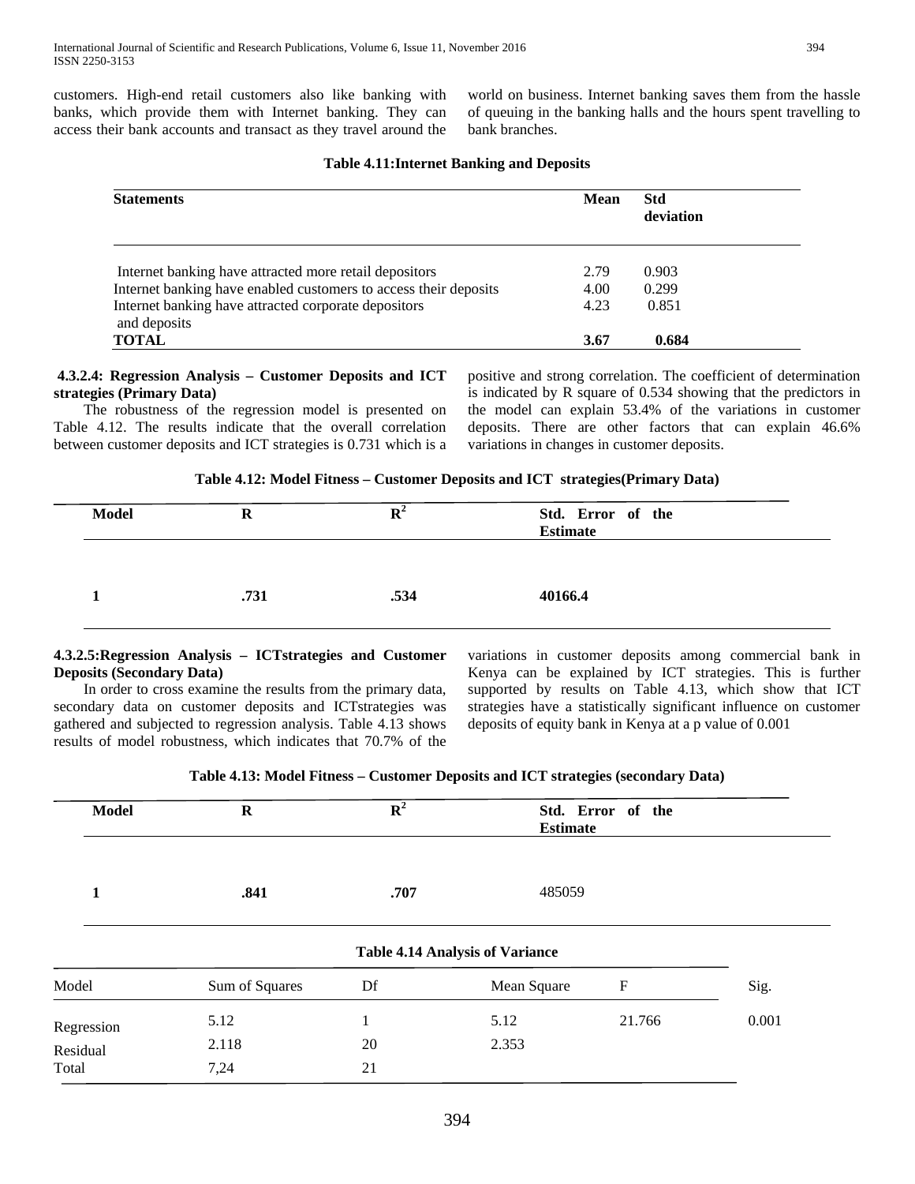customers. High-end retail customers also like banking with banks, which provide them with Internet banking. They can access their bank accounts and transact as they travel around the world on business. Internet banking saves them from the hassle of queuing in the banking halls and the hours spent travelling to bank branches.

**Table 4.11:Internet Banking and Deposits**

| Statements | Mean | Std deviation |
|---|---|---|
| Internet banking have attracted more retail depositors | 2.79 | 0.903 |
| Internet banking have enabled customers to access their deposits | 4.00 | 0.299 |
| Internet banking have attracted corporate depositors and deposits | 4.23 | 0.851 |
| **TOTAL** | **3.67** | **0.684** |

**4.3.2.4: Regression Analysis – Customer Deposits and ICT strategies (Primary Data)**

The robustness of the regression model is presented on Table 4.12. The results indicate that the overall correlation between customer deposits and ICT strategies is 0.731 which is a positive and strong correlation. The coefficient of determination is indicated by R square of 0.534 showing that the predictors in the model can explain 53.4% of the variations in customer deposits. There are other factors that can explain 46.6% variations in changes in customer deposits.

**Table 4.12: Model Fitness – Customer Deposits and ICT strategies(Primary Data)**

| Model | R | $R^2$ | Std. Error of the Estimate |
|---|---|---|---|
| **1** | **.731** | **.534** | **40166.4** |

**4.3.2.5:Regression Analysis – ICTstrategies and Customer Deposits (Secondary Data)**

In order to cross examine the results from the primary data, secondary data on customer deposits and ICTstrategies was gathered and subjected to regression analysis. Table 4.13 shows results of model robustness, which indicates that 70.7% of the variations in customer deposits among commercial bank in Kenya can be explained by ICT strategies. This is further supported by results on Table 4.13, which show that ICT strategies have a statistically significant influence on customer deposits of equity bank in Kenya at a p value of 0.001

**Table 4.13: Model Fitness – Customer Deposits and ICT strategies (secondary Data)**

| Model | R | $R^2$ | Std. Error of the Estimate |
|---|---|---|---|
| **1** | **.841** | **.707** | 485059 |

**Table 4.14 Analysis of Variance**

| Model | Sum of Squares | Df | Mean Square | F | Sig. |
|---|---|---|---|---|---|
| Regression | 5.12 | 1 | 5.12 | 21.766 | 0.001 |
| Residual | 2.118 | 20 | 2.353 | | |
| Total | 7,24 | 21 | | | |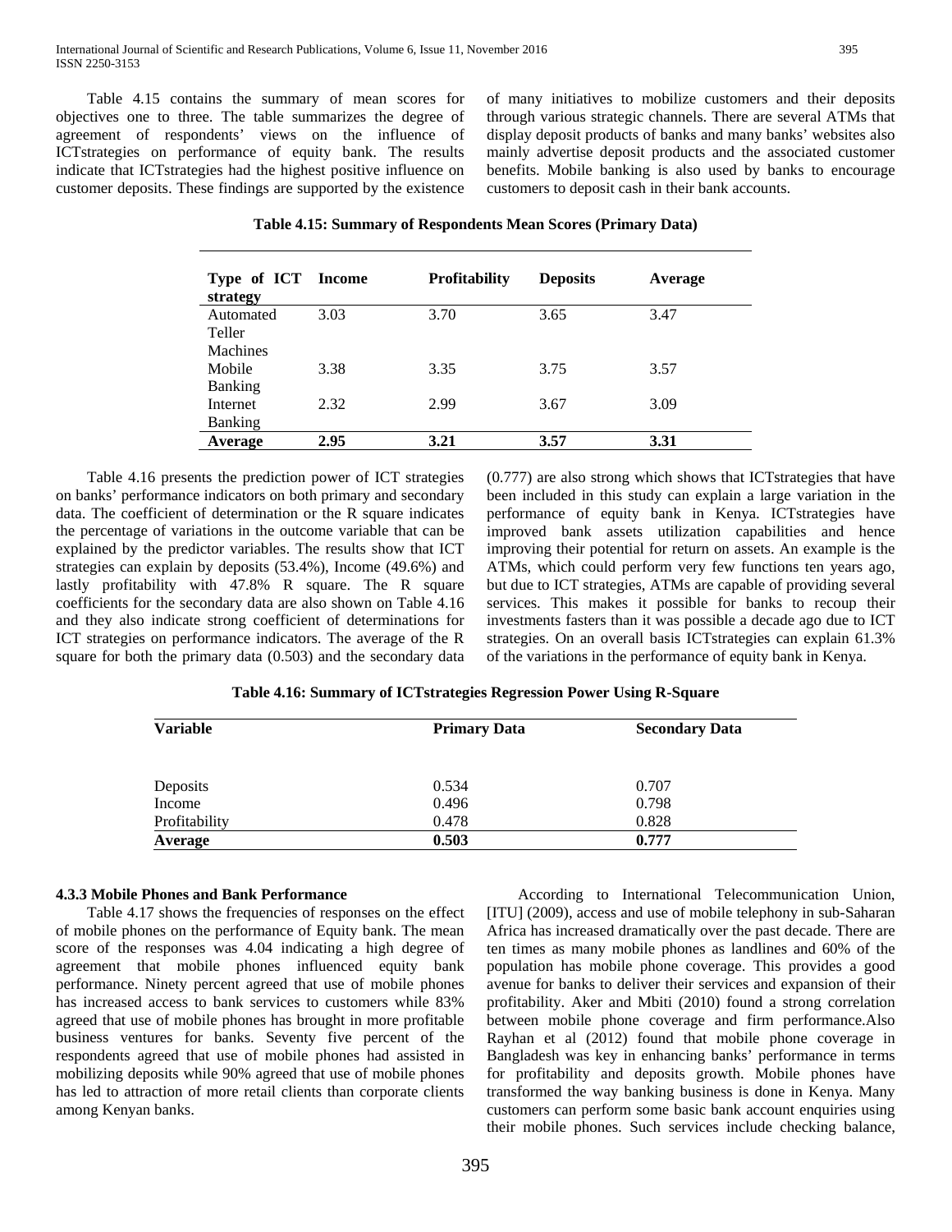Table 4.15 contains the summary of mean scores for objectives one to three. The table summarizes the degree of agreement of respondents' views on the influence of ICTstrategies on performance of equity bank. The results indicate that ICTstrategies had the highest positive influence on customer deposits. These findings are supported by the existence of many initiatives to mobilize customers and their deposits through various strategic channels. There are several ATMs that display deposit products of banks and many banks' websites also mainly advertise deposit products and the associated customer benefits. Mobile banking is also used by banks to encourage customers to deposit cash in their bank accounts.

**Table 4.15: Summary of Respondents Mean Scores (Primary Data)**

| Type of ICT strategy | Income | Profitability | Deposits | Average |
|---|---|---|---|---|
| Automated Teller Machines | 3.03 | 3.70 | 3.65 | 3.47 |
| Mobile Banking | 3.38 | 3.35 | 3.75 | 3.57 |
| Internet Banking | 2.32 | 2.99 | 3.67 | 3.09 |
| **Average** | **2.95** | **3.21** | **3.57** | **3.31** |

Table 4.16 presents the prediction power of ICT strategies on banks' performance indicators on both primary and secondary data. The coefficient of determination or the R square indicates the percentage of variations in the outcome variable that can be explained by the predictor variables. The results show that ICT strategies can explain by deposits (53.4%), Income (49.6%) and lastly profitability with 47.8% R square. The R square coefficients for the secondary data are also shown on Table 4.16 and they also indicate strong coefficient of determinations for ICT strategies on performance indicators. The average of the R square for both the primary data (0.503) and the secondary data (0.777) are also strong which shows that ICTstrategies that have been included in this study can explain a large variation in the performance of equity bank in Kenya. ICTstrategies have improved bank assets utilization capabilities and hence improving their potential for return on assets. An example is the ATMs, which could perform very few functions ten years ago, but due to ICT strategies, ATMs are capable of providing several services. This makes it possible for banks to recoup their investments fasters than it was possible a decade ago due to ICT strategies. On an overall basis ICTstrategies can explain 61.3% of the variations in the performance of equity bank in Kenya.

**Table 4.16: Summary of ICTstrategies Regression Power Using R-Square**

| Variable | Primary Data | Secondary Data |
|---|---|---|
| Deposits | 0.534 | 0.707 |
| Income | 0.496 | 0.798 |
| Profitability | 0.478 | 0.828 |
| **Average** | **0.503** | **0.777** |

### 4.3.3 Mobile Phones and Bank Performance

Table 4.17 shows the frequencies of responses on the effect of mobile phones on the performance of Equity bank. The mean score of the responses was 4.04 indicating a high degree of agreement that mobile phones influenced equity bank performance. Ninety percent agreed that use of mobile phones has increased access to bank services to customers while 83% agreed that use of mobile phones has brought in more profitable business ventures for banks. Seventy five percent of the respondents agreed that use of mobile phones had assisted in mobilizing deposits while 90% agreed that use of mobile phones has led to attraction of more retail clients than corporate clients among Kenyan banks.

According to International Telecommunication Union, [ITU] (2009), access and use of mobile telephony in sub-Saharan Africa has increased dramatically over the past decade. There are ten times as many mobile phones as landlines and 60% of the population has mobile phone coverage. This provides a good avenue for banks to deliver their services and expansion of their profitability. Aker and Mbiti (2010) found a strong correlation between mobile phone coverage and firm performance.Also Rayhan et al (2012) found that mobile phone coverage in Bangladesh was key in enhancing banks' performance in terms for profitability and deposits growth. Mobile phones have transformed the way banking business is done in Kenya. Many customers can perform some basic bank account enquiries using their mobile phones. Such services include checking balance,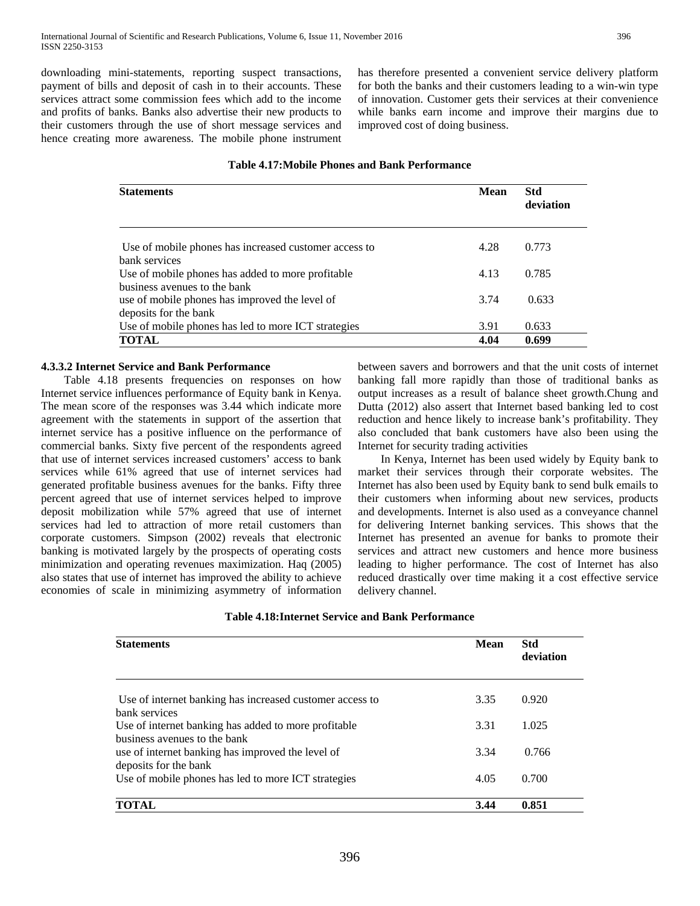downloading mini-statements, reporting suspect transactions, payment of bills and deposit of cash in to their accounts. These services attract some commission fees which add to the income and profits of banks. Banks also advertise their new products to their customers through the use of short message services and hence creating more awareness. The mobile phone instrument has therefore presented a convenient service delivery platform for both the banks and their customers leading to a win-win type of innovation. Customer gets their services at their convenience while banks earn income and improve their margins due to improved cost of doing business.

**Table 4.17:Mobile Phones and Bank Performance**

| Statements | Mean | Std deviation |
|---|---|---|
| Use of mobile phones has increased customer access to bank services | 4.28 | 0.773 |
| Use of mobile phones has added to more profitable business avenues to the bank | 4.13 | 0.785 |
| use of mobile phones has improved the level of deposits for the bank | 3.74 | 0.633 |
| Use of mobile phones has led to more ICT strategies | 3.91 | 0.633 |
| **TOTAL** | **4.04** | **0.699** |

**4.3.3.2 Internet Service and Bank Performance**

Table 4.18 presents frequencies on responses on how Internet service influences performance of Equity bank in Kenya. The mean score of the responses was 3.44 which indicate more agreement with the statements in support of the assertion that internet service has a positive influence on the performance of commercial banks. Sixty five percent of the respondents agreed that use of internet services increased customers' access to bank services while 61% agreed that use of internet services had generated profitable business avenues for the banks. Fifty three percent agreed that use of internet services helped to improve deposit mobilization while 57% agreed that use of internet services had led to attraction of more retail customers than corporate customers. Simpson (2002) reveals that electronic banking is motivated largely by the prospects of operating costs minimization and operating revenues maximization. Haq (2005) also states that use of internet has improved the ability to achieve economies of scale in minimizing asymmetry of information between savers and borrowers and that the unit costs of internet banking fall more rapidly than those of traditional banks as output increases as a result of balance sheet growth.Chung and Dutta (2012) also assert that Internet based banking led to cost reduction and hence likely to increase bank's profitability. They also concluded that bank customers have also been using the Internet for security trading activities

In Kenya, Internet has been used widely by Equity bank to market their services through their corporate websites. The Internet has also been used by Equity bank to send bulk emails to their customers when informing about new services, products and developments. Internet is also used as a conveyance channel for delivering Internet banking services. This shows that the Internet has presented an avenue for banks to promote their services and attract new customers and hence more business leading to higher performance. The cost of Internet has also reduced drastically over time making it a cost effective service delivery channel.

**Table 4.18:Internet Service and Bank Performance**

| Statements | Mean | Std deviation |
|---|---|---|
| Use of internet banking has increased customer access to bank services | 3.35 | 0.920 |
| Use of internet banking has added to more profitable business avenues to the bank | 3.31 | 1.025 |
| use of internet banking has improved the level of deposits for the bank | 3.34 | 0.766 |
| Use of mobile phones has led to more ICT strategies | 4.05 | 0.700 |
| **TOTAL** | **3.44** | **0.851** |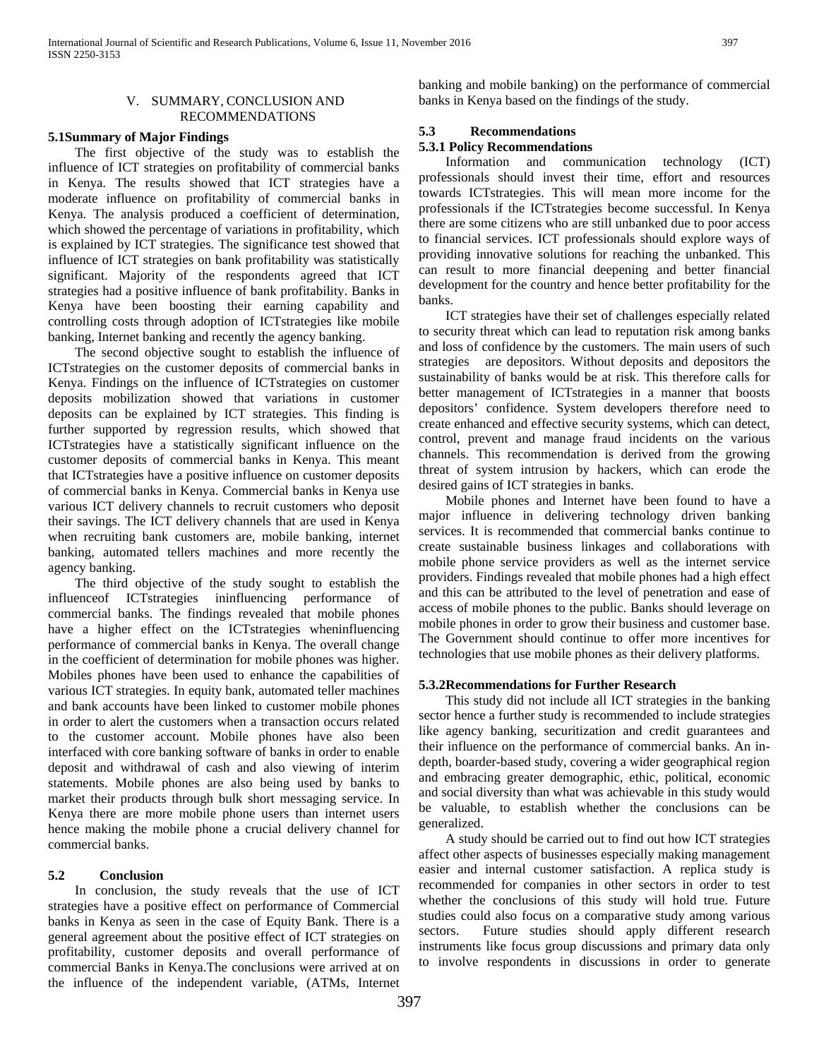## V. SUMMARY, CONCLUSION AND RECOMMENDATIONS

### 5.1Summary of Major Findings

The first objective of the study was to establish the influence of ICT strategies on profitability of commercial banks in Kenya. The results showed that ICT strategies have a moderate influence on profitability of commercial banks in Kenya. The analysis produced a coefficient of determination, which showed the percentage of variations in profitability, which is explained by ICT strategies. The significance test showed that influence of ICT strategies on bank profitability was statistically significant. Majority of the respondents agreed that ICT strategies had a positive influence of bank profitability. Banks in Kenya have been boosting their earning capability and controlling costs through adoption of ICTstrategies like mobile banking, Internet banking and recently the agency banking.

The second objective sought to establish the influence of ICTstrategies on the customer deposits of commercial banks in Kenya. Findings on the influence of ICTstrategies on customer deposits mobilization showed that variations in customer deposits can be explained by ICT strategies. This finding is further supported by regression results, which showed that ICTstrategies have a statistically significant influence on the customer deposits of commercial banks in Kenya. This meant that ICTstrategies have a positive influence on customer deposits of commercial banks in Kenya. Commercial banks in Kenya use various ICT delivery channels to recruit customers who deposit their savings. The ICT delivery channels that are used in Kenya when recruiting bank customers are, mobile banking, internet banking, automated tellers machines and more recently the agency banking.

The third objective of the study sought to establish the influenceof ICTstrategies ininfluencing performance of commercial banks. The findings revealed that mobile phones have a higher effect on the ICTstrategies wheninfluencing performance of commercial banks in Kenya. The overall change in the coefficient of determination for mobile phones was higher. Mobiles phones have been used to enhance the capabilities of various ICT strategies. In equity bank, automated teller machines and bank accounts have been linked to customer mobile phones in order to alert the customers when a transaction occurs related to the customer account. Mobile phones have also been interfaced with core banking software of banks in order to enable deposit and withdrawal of cash and also viewing of interim statements. Mobile phones are also being used by banks to market their products through bulk short messaging service. In Kenya there are more mobile phone users than internet users hence making the mobile phone a crucial delivery channel for commercial banks.

### 5.2 Conclusion

In conclusion, the study reveals that the use of ICT strategies have a positive effect on performance of Commercial banks in Kenya as seen in the case of Equity Bank. There is a general agreement about the positive effect of ICT strategies on profitability, customer deposits and overall performance of commercial Banks in Kenya.The conclusions were arrived at on the influence of the independent variable, (ATMs, Internet banking and mobile banking) on the performance of commercial banks in Kenya based on the findings of the study.

### 5.3 Recommendations

#### 5.3.1 Policy Recommendations

Information and communication technology (ICT) professionals should invest their time, effort and resources towards ICTstrategies. This will mean more income for the professionals if the ICTstrategies become successful. In Kenya there are some citizens who are still unbanked due to poor access to financial services. ICT professionals should explore ways of providing innovative solutions for reaching the unbanked. This can result to more financial deepening and better financial development for the country and hence better profitability for the banks.

ICT strategies have their set of challenges especially related to security threat which can lead to reputation risk among banks and loss of confidence by the customers. The main users of such strategies are depositors. Without deposits and depositors the sustainability of banks would be at risk. This therefore calls for better management of ICTstrategies in a manner that boosts depositors' confidence. System developers therefore need to create enhanced and effective security systems, which can detect, control, prevent and manage fraud incidents on the various channels. This recommendation is derived from the growing threat of system intrusion by hackers, which can erode the desired gains of ICT strategies in banks.

Mobile phones and Internet have been found to have a major influence in delivering technology driven banking services. It is recommended that commercial banks continue to create sustainable business linkages and collaborations with mobile phone service providers as well as the internet service providers. Findings revealed that mobile phones had a high effect and this can be attributed to the level of penetration and ease of access of mobile phones to the public. Banks should leverage on mobile phones in order to grow their business and customer base. The Government should continue to offer more incentives for technologies that use mobile phones as their delivery platforms.

#### 5.3.2Recommendations for Further Research

This study did not include all ICT strategies in the banking sector hence a further study is recommended to include strategies like agency banking, securitization and credit guarantees and their influence on the performance of commercial banks. An in-depth, boarder-based study, covering a wider geographical region and embracing greater demographic, ethic, political, economic and social diversity than what was achievable in this study would be valuable, to establish whether the conclusions can be generalized.

A study should be carried out to find out how ICT strategies affect other aspects of businesses especially making management easier and internal customer satisfaction. A replica study is recommended for companies in other sectors in order to test whether the conclusions of this study will hold true. Future studies could also focus on a comparative study among various sectors. Future studies should apply different research instruments like focus group discussions and primary data only to involve respondents in discussions in order to generate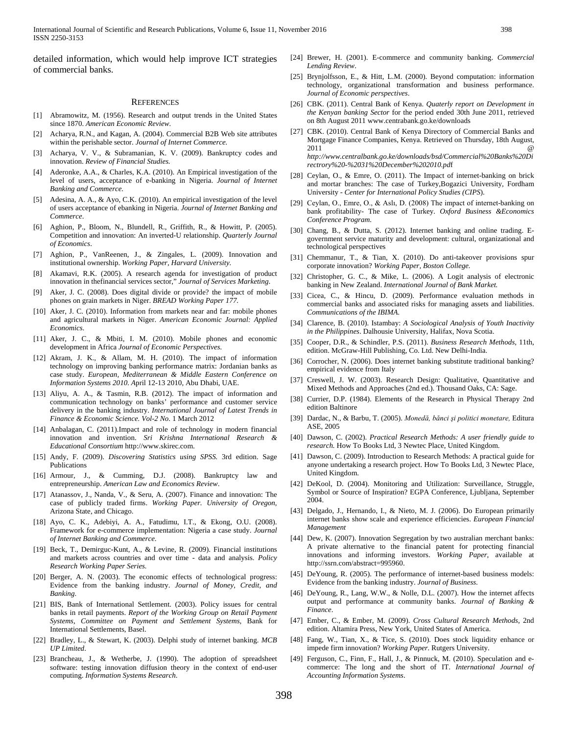detailed information, which would help improve ICT strategies of commercial banks.

## REFERENCES

[1] Abramowitz, M. (1956). Research and output trends in the United States since 1870. *American Economic Review.*

[2] Acharya, R.N., and Kagan, A. (2004). Commercial B2B Web site attributes within the perishable sector. *Journal of Internet Commerce.*

[3] Acharya, V. V., & Subramanian, K. V. (2009). Bankruptcy codes and innovation. *Review of Financial Studies.*

[4] Aderonke, A.A., & Charles, K.A. (2010). An Empirical investigation of the level of users, acceptance of e-banking in Nigeria. *Journal of Internet Banking and Commerce.*

[5] Adesina, A. A., & Ayo, C.K. (2010). An empirical investigation of the level of users acceptance of ebanking in Nigeria. *Journal of Internet Banking and Commerce*.

[6] Aghion, P., Bloom, N., Blundell, R., Griffith, R., & Howitt, P. (2005). Competition and innovation: An inverted-U relationship. *Quarterly Journal of Economics*.

[7] Aghion, P., VanReenen, J., & Zingales, L. (2009). Innovation and institutional ownership. *Working Paper, Harvard University.*

[8] Akamavi, R.K. (2005). A research agenda for investigation of product innovation in thefinancial services sector," *Journal of Services Marketing.*

[9] Aker, J. C. (2008). Does digital divide or provide? the impact of mobile phones on grain markets in Niger. *BREAD Working Paper 177.*

[10] Aker, J. C. (2010). Information from markets near and far: mobile phones and agricultural markets in Niger. *American Economic Journal: Applied Economics*.

[11] Aker, J. C., & Mbiti, I. M. (2010). Mobile phones and economic development in Africa *Journal of Economic Perspectives.*

[12] Akram, J. K., & Allam, M. H. (2010). The impact of information technology on improving banking performance matrix: Jordanian banks as case study. *European, Mediterranean & Middle Eastern Conference on Information Systems 2010. A*pril 12-13 2010, Abu Dhabi, UAE.

[13] Aliyu, A. A., & Tasmin, R.B. (2012). The impact of information and communication technology on banks' performance and customer service delivery in the banking industry. *International Journal of Latest Trends in Finance & Economic Science. Vol-2 No.* 1 March 2012

[14] Anbalagan, C. (2011).Impact and role of technology in modern financial innovation and invention. *Sri Krishna International Research & Educational Consortium* http://www.skirec.com.

[15] Andy, F. (2009). *Discovering Statistics using SPSS.* 3rd edition. Sage Publications

[16] Armour, J., & Cumming, D.J. (2008). Bankruptcy law and entrepreneurship. *American Law and Economics Review*.

[17] Atanassov, J., Nanda, V., & Seru, A. (2007). Finance and innovation: The case of publicly traded firms. *Working Paper. University of Oregon*, Arizona State, and Chicago.

[18] Ayo, C. K., Adebiyi, A. A., Fatudimu, I.T., & Ekong, O.U. (2008). Framework for e-commerce implementation: Nigeria a case study. *Journal of Internet Banking and Commerce*.

[19] Beck, T., Demirguc-Kunt, A., & Levine, R. (2009). Financial institutions and markets across countries and over time - data and analysis. *Policy Research Working Paper Series.*

[20] Berger, A. N. (2003). The economic effects of technological progress: Evidence from the banking industry. *Journal of Money, Credit, and Banking*.

[21] BIS, Bank of International Settlement. (2003). Policy issues for central banks in retail payments. *Report of the Working Group on Retail Payment Systems, Committee on Payment and Settlement Systems*, Bank for International Settlements, Basel.

[22] Bradley, L., & Stewart, K. (2003). Delphi study of internet banking. *MCB UP Limited*.

[23] Brancheau, J., & Wetherbe, J. (1990). The adoption of spreadsheet software: testing innovation diffusion theory in the context of end-user computing. *Information Systems Research*.

[24] Brewer, H. (2001). E-commerce and community banking. *Commercial Lending Review*.

[25] Brynjolfsson, E., & Hitt, L.M. (2000). Beyond computation: information technology, organizational transformation and business performance. *Journal of Economic perspectives*.

[26] CBK. (2011). Central Bank of Kenya. *Quaterly report on Development in the Kenyan banking Sector* for the period ended 30th June 2011, retrieved on 8th August 2011 www.centrabank.go.ke/downloads

[27] CBK. (2010). Central Bank of Kenya Directory of Commercial Banks and Mortgage Finance Companies, Kenya. Retrieved on Thursday, 18th August, 2011 @ *http://www.centralbank.go.ke/downloads/bsd/Commercial%20Banks%20Directrory%20-%2031%20December%202010.pdf*

[28] Ceylan, O., & Emre, O. (2011). The Impact of internet-banking on brick and mortar branches: The case of Turkey,Bogazici University, Fordham University - *Center for International Policy Studies (CIPS*).

[29] Ceylan, O., Emre, O., & Aslı, D. (2008) The impact of internet-banking on bank profitability- The case of Turkey. *Oxford Business &Economics Conference Program.*

[30] Chang, B., & Dutta, S. (2012). Internet banking and online trading. E-government service maturity and development: cultural, organizational and technological perspectives

[31] Chemmanur, T., & Tian, X. (2010). Do anti-takeover provisions spur corporate innovation? *Working Paper, Boston College.*

[32] Christopher, G. C., & Mike, L. (2006). A Logit analysis of electronic banking in New Zealand. *International Journal of Bank Market.*

[33] Cicea, C., & Hincu, D. (2009). Performance evaluation methods in commercial banks and associated risks for managing assets and liabilities. *Communications of the IBIMA.*

[34] Clarence, B. (2010). Istambay: *A Sociological Analysis of Youth Inactivity in the Philippines*. Dalhousie University, Halifax, Nova Scotia.

[35] Cooper, D.R., & Schindler, P.S. (2011). *Business Research Methods*, 11th, edition. McGraw-Hill Publishing, Co. Ltd. New Delhi-India.

[36] Corrocher, N. (2006). Does internet banking substitute traditional banking? empirical evidence from Italy

[37] Creswell, J. W. (2003). Research Design: Qualitative, Quantitative and Mixed Methods and Approaches (2nd ed.). Thousand Oaks, CA: Sage.

[38] Currier, D.P. (1984). Elements of the Research in Physical Therapy 2nd edition Baltinore

[39] Dardac, N., & Barbu, T. (2005). *Monedă, bănci şi politici monetare,* Editura ASE, 2005

[40] Dawson, C. (2002). *Practical Research Methods: A user friendly guide to research.* How To Books Ltd, 3 Newtec Place, United Kingdom.

[41] Dawson, C. (2009). Introduction to Research Methods: A practical guide for anyone undertaking a research project. How To Books Ltd, 3 Newtec Place, United Kingdom.

[42] DeKool, D. (2004). Monitoring and Utilization: Surveillance, Struggle, Symbol or Source of Inspiration? EGPA Conference, Ljubljana, September 2004.

[43] Delgado, J., Hernando, I., & Nieto, M. J. (2006). Do European primarily internet banks show scale and experience efficiencies. *European Financial Management*

[44] Dew, K. (2007). Innovation Segregation by two australian merchant banks: A private alternative to the financial patent for protecting financial innovations and informing investors. *Working Paper*, available at http://ssrn.com/abstract=995960.

[45] DeYoung, R. (2005). The performance of internet-based business models: Evidence from the banking industry. *Journal of Business*.

[46] DeYoung, R., Lang, W.W., & Nolle, D.L. (2007). How the internet affects output and performance at community banks. *Journal of Banking & Finance*.

[47] Ember, C., & Ember, M. (2009). *Cross Cultural Research Methods*, 2nd edition. Altamira Press, New York, United States of America.

[48] Fang, W., Tian, X., & Tice, S. (2010). Does stock liquidity enhance or impede firm innovation? *Working Paper*. Rutgers University.

[49] Ferguson, C., Finn, F., Hall, J., & Pinnuck, M. (2010). Speculation and e-commerce: The long and the short of IT. *International Journal of Accounting Information Systems*.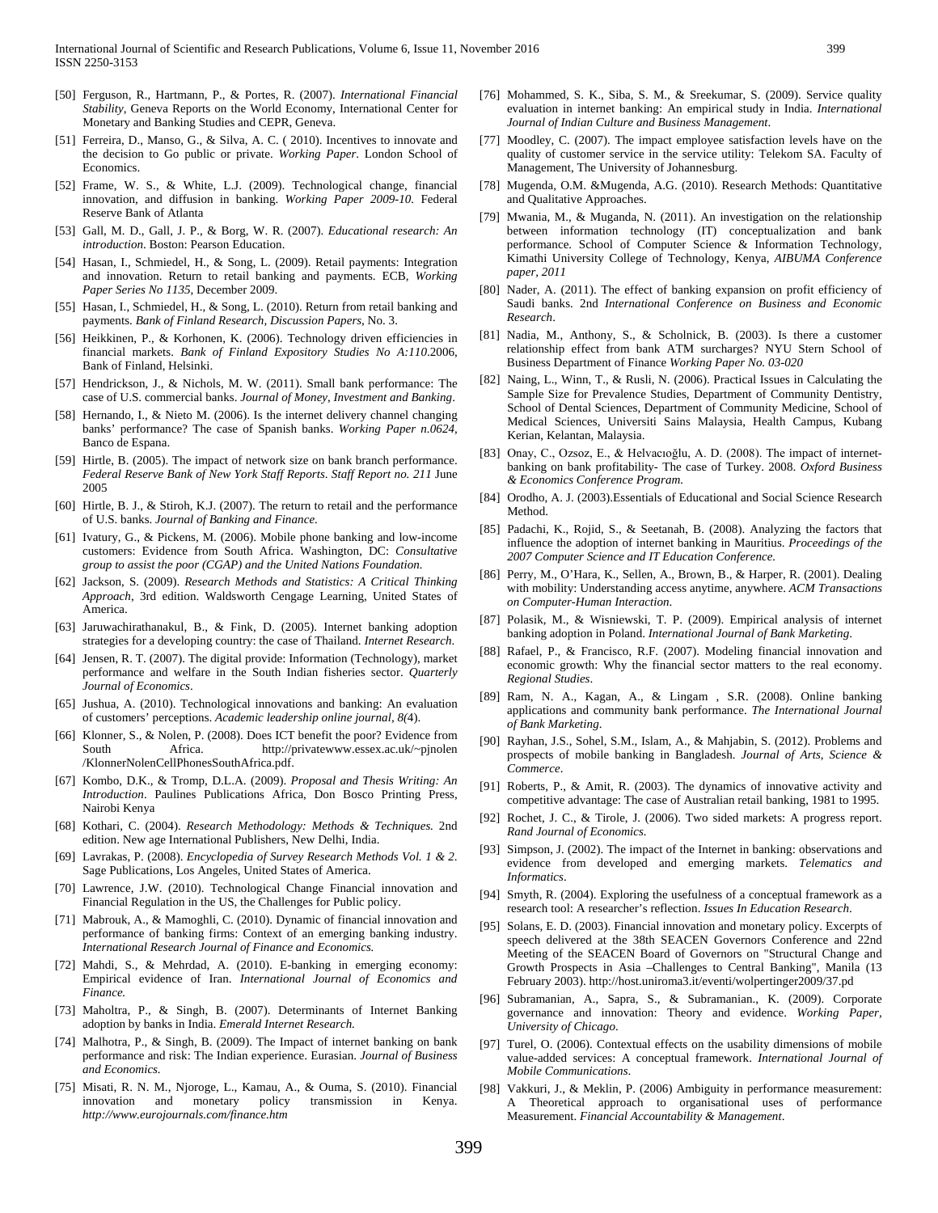[50] Ferguson, R., Hartmann, P., & Portes, R. (2007). *International Financial Stability*, Geneva Reports on the World Economy, International Center for Monetary and Banking Studies and CEPR, Geneva.

[51] Ferreira, D., Manso, G., & Silva, A. C. ( 2010). Incentives to innovate and the decision to Go public or private. *Working Paper*. London School of Economics.

[52] Frame, W. S., & White, L.J. (2009). Technological change, financial innovation, and diffusion in banking. *Working Paper 2009-10.* Federal Reserve Bank of Atlanta

[53] Gall, M. D., Gall, J. P., & Borg, W. R. (2007). *Educational research: An introduction*. Boston: Pearson Education.

[54] Hasan, I., Schmiedel, H., & Song, L. (2009). Retail payments: Integration and innovation. Return to retail banking and payments. ECB, *Working Paper Series No 1135*, December 2009.

[55] Hasan, I., Schmiedel, H., & Song, L. (2010). Return from retail banking and payments. *Bank of Finland Research, Discussion Papers*, No. 3.

[56] Heikkinen, P., & Korhonen, K. (2006). Technology driven efficiencies in financial markets. *Bank of Finland Expository Studies No A:110*.2006, Bank of Finland, Helsinki.

[57] Hendrickson, J., & Nichols, M. W. (2011). Small bank performance: The case of U.S. commercial banks. *Journal of Money, Investment and Banking*.

[58] Hernando, I., & Nieto M. (2006). Is the internet delivery channel changing banks' performance? The case of Spanish banks. *Working Paper n.0624*, Banco de Espana.

[59] Hirtle, B. (2005). The impact of network size on bank branch performance. *Federal Reserve Bank of New York Staff Reports. Staff Report no. 211* June 2005

[60] Hirtle, B. J., & Stiroh, K.J. (2007). The return to retail and the performance of U.S. banks. *Journal of Banking and Finance.*

[61] Ivatury, G., & Pickens, M. (2006). Mobile phone banking and low-income customers: Evidence from South Africa. Washington, DC: *Consultative group to assist the poor (CGAP) and the United Nations Foundation.*

[62] Jackson, S. (2009). *Research Methods and Statistics: A Critical Thinking Approach*, 3rd edition. Waldsworth Cengage Learning, United States of America.

[63] Jaruwachirathanakul, B., & Fink, D. (2005). Internet banking adoption strategies for a developing country: the case of Thailand. *Internet Research.*

[64] Jensen, R. T. (2007). The digital provide: Information (Technology), market performance and welfare in the South Indian fisheries sector. *Quarterly Journal of Economics*.

[65] Jushua, A. (2010). Technological innovations and banking: An evaluation of customers' perceptions. *Academic leadership online journal, 8(*4).

[66] Klonner, S., & Nolen, P. (2008). Does ICT benefit the poor? Evidence from South Africa. http://privatewww.essex.ac.uk/~pjnolen /KlonnerNolenCellPhonesSouthAfrica.pdf.

[67] Kombo, D.K., & Tromp, D.L.A. (2009). *Proposal and Thesis Writing: An Introduction*. Paulines Publications Africa, Don Bosco Printing Press, Nairobi Kenya

[68] Kothari, C. (2004). *Research Methodology: Methods & Techniques.* 2nd edition. New age International Publishers, New Delhi, India.

[69] Lavrakas, P. (2008). *Encyclopedia of Survey Research Methods Vol. 1 & 2*. Sage Publications, Los Angeles, United States of America.

[70] Lawrence, J.W. (2010). Technological Change Financial innovation and Financial Regulation in the US, the Challenges for Public policy.

[71] Mabrouk, A., & Mamoghli, C. (2010). Dynamic of financial innovation and performance of banking firms: Context of an emerging banking industry. *International Research Journal of Finance and Economics.*

[72] Mahdi, S., & Mehrdad, A. (2010). E-banking in emerging economy: Empirical evidence of Iran. *International Journal of Economics and Finance.*

[73] Maholtra, P., & Singh, B. (2007). Determinants of Internet Banking adoption by banks in India. *Emerald Internet Research.*

[74] Malhotra, P., & Singh, B. (2009). The Impact of internet banking on bank performance and risk: The Indian experience. Eurasian. *Journal of Business and Economics.*

[75] Misati, R. N. M., Njoroge, L., Kamau, A., & Ouma, S. (2010). Financial innovation and monetary policy transmission in Kenya. *http://www.eurojournals.com/finance.htm*

[76] Mohammed, S. K., Siba, S. M., & Sreekumar, S. (2009). Service quality evaluation in internet banking: An empirical study in India. *International Journal of Indian Culture and Business Management*.

[77] Moodley, C. (2007). The impact employee satisfaction levels have on the quality of customer service in the service utility: Telekom SA. Faculty of Management, The University of Johannesburg.

[78] Mugenda, O.M. &Mugenda, A.G. (2010). Research Methods: Quantitative and Qualitative Approaches.

[79] Mwania, M., & Muganda, N. (2011). An investigation on the relationship between information technology (IT) conceptualization and bank performance. School of Computer Science & Information Technology, Kimathi University College of Technology, Kenya, *AIBUMA Conference paper, 2011*

[80] Nader, A. (2011). The effect of banking expansion on profit efficiency of Saudi banks. 2nd *International Conference on Business and Economic Research*.

[81] Nadia, M., Anthony, S., & Scholnick, B. (2003). Is there a customer relationship effect from bank ATM surcharges? NYU Stern School of Business Department of Finance *Working Paper No. 03-020*

[82] Naing, L., Winn, T., & Rusli, N. (2006). Practical Issues in Calculating the Sample Size for Prevalence Studies, Department of Community Dentistry, School of Dental Sciences, Department of Community Medicine, School of Medical Sciences, Universiti Sains Malaysia, Health Campus, Kubang Kerian, Kelantan, Malaysia.

[83] Onay, C., Ozsoz, E., & Helvacıoğlu, A. D. (2008). The impact of internet-banking on bank profitability- The case of Turkey. 2008. *Oxford Business & Economics Conference Program.*

[84] Orodho, A. J. (2003).Essentials of Educational and Social Science Research Method.

[85] Padachi, K., Rojid, S., & Seetanah, B. (2008). Analyzing the factors that influence the adoption of internet banking in Mauritius. *Proceedings of the 2007 Computer Science and IT Education Conference.*

[86] Perry, M., O'Hara, K., Sellen, A., Brown, B., & Harper, R. (2001). Dealing with mobility: Understanding access anytime, anywhere. *ACM Transactions on Computer-Human Interaction*.

[87] Polasik, M., & Wisniewski, T. P. (2009). Empirical analysis of internet banking adoption in Poland. *International Journal of Bank Marketing*.

[88] Rafael, P., & Francisco, R.F. (2007). Modeling financial innovation and economic growth: Why the financial sector matters to the real economy. *Regional Studies*.

[89] Ram, N. A., Kagan, A., & Lingam , S.R. (2008). Online banking applications and community bank performance. *The International Journal of Bank Marketing*.

[90] Rayhan, J.S., Sohel, S.M., Islam, A., & Mahjabin, S. (2012). Problems and prospects of mobile banking in Bangladesh. *Journal of Arts, Science & Commerce*.

[91] Roberts, P., & Amit, R. (2003). The dynamics of innovative activity and competitive advantage: The case of Australian retail banking, 1981 to 1995.

[92] Rochet, J. C., & Tirole, J. (2006). Two sided markets: A progress report. *Rand Journal of Economics.*

[93] Simpson, J. (2002). The impact of the Internet in banking: observations and evidence from developed and emerging markets. *Telematics and Informatics*.

[94] Smyth, R. (2004). Exploring the usefulness of a conceptual framework as a research tool: A researcher's reflection. *Issues In Education Research*.

[95] Solans, E. D. (2003). Financial innovation and monetary policy. Excerpts of speech delivered at the 38th SEACEN Governors Conference and 22nd Meeting of the SEACEN Board of Governors on "Structural Change and Growth Prospects in Asia –Challenges to Central Banking", Manila (13 February 2003). http://host.uniroma3.it/eventi/wolpertinger2009/37.pd

[96] Subramanian, A., Sapra, S., & Subramanian., K. (2009). Corporate governance and innovation: Theory and evidence. *Working Paper, University of Chicago*.

[97] Turel, O. (2006). Contextual effects on the usability dimensions of mobile value-added services: A conceptual framework. *International Journal of Mobile Communications*.

[98] Vakkuri, J., & Meklin, P. (2006) Ambiguity in performance measurement: A Theoretical approach to organisational uses of performance Measurement. *Financial Accountability & Management*.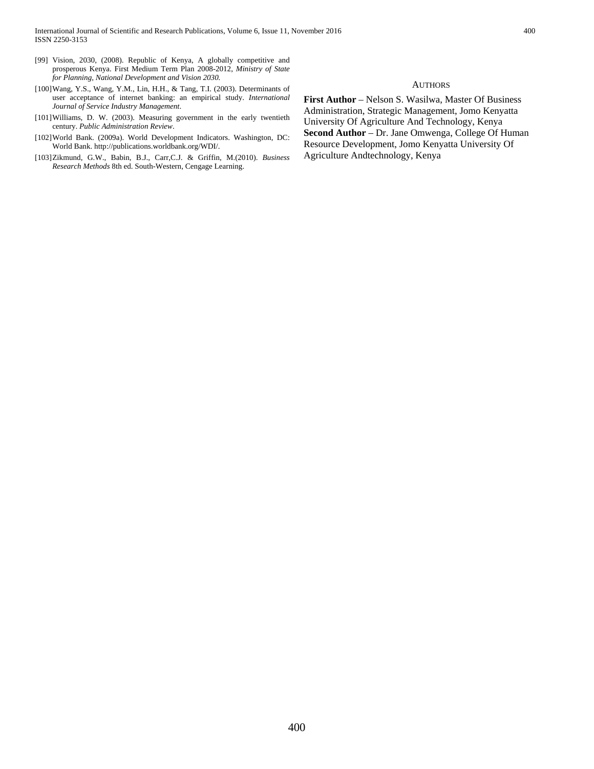[99] Vision, 2030, (2008). Republic of Kenya, A globally competitive and prosperous Kenya. First Medium Term Plan 2008-2012, *Ministry of State for Planning, National Development and Vision 2030.*

[100] Wang, Y.S., Wang, Y.M., Lin, H.H., & Tang, T.I. (2003). Determinants of user acceptance of internet banking: an empirical study. *International Journal of Service Industry Management*.

[101] Williams, D. W. (2003). Measuring government in the early twentieth century. *Public Administration Review*.

[102] World Bank. (2009a). World Development Indicators. Washington, DC: World Bank. http://publications.worldbank.org/WDI/.

[103] Zikmund, G.W., Babin, B.J., Carr,C.J. & Griffin, M.(2010). *Business Research Methods* 8th ed. South-Western, Cengage Learning.

## AUTHORS

**First Author** – Nelson S. Wasilwa, Master Of Business Administration, Strategic Management, Jomo Kenyatta University Of Agriculture And Technology, Kenya

**Second Author** – Dr. Jane Omwenga, College Of Human Resource Development, Jomo Kenyatta University Of Agriculture Andtechnology, Kenya